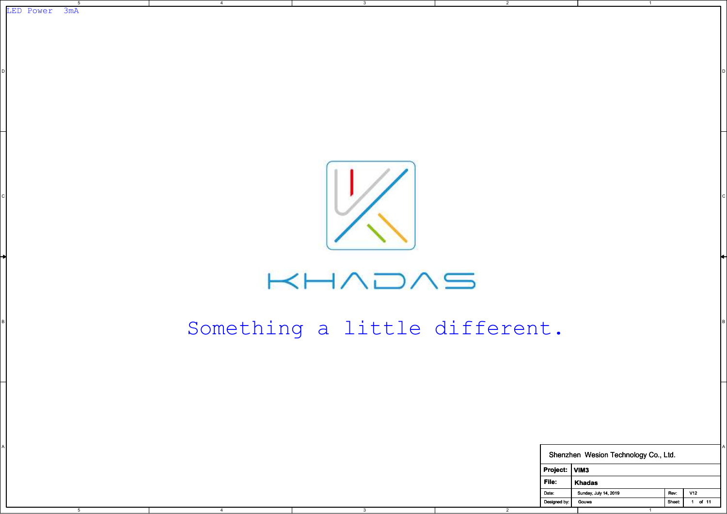LED Power 3mA

KHADAS

Something a little different.

| Shenzhen Wesion Technology Co., Ltd. | | | |
|---|---|---|---|
| Project: | VIM3 | | |
| File: | Khadas | | |
| Date: | Sunday, July 14, 2019 | Rev: | V12 |
| Designed by: | Gouwa | Sheet: | 1 of 11 |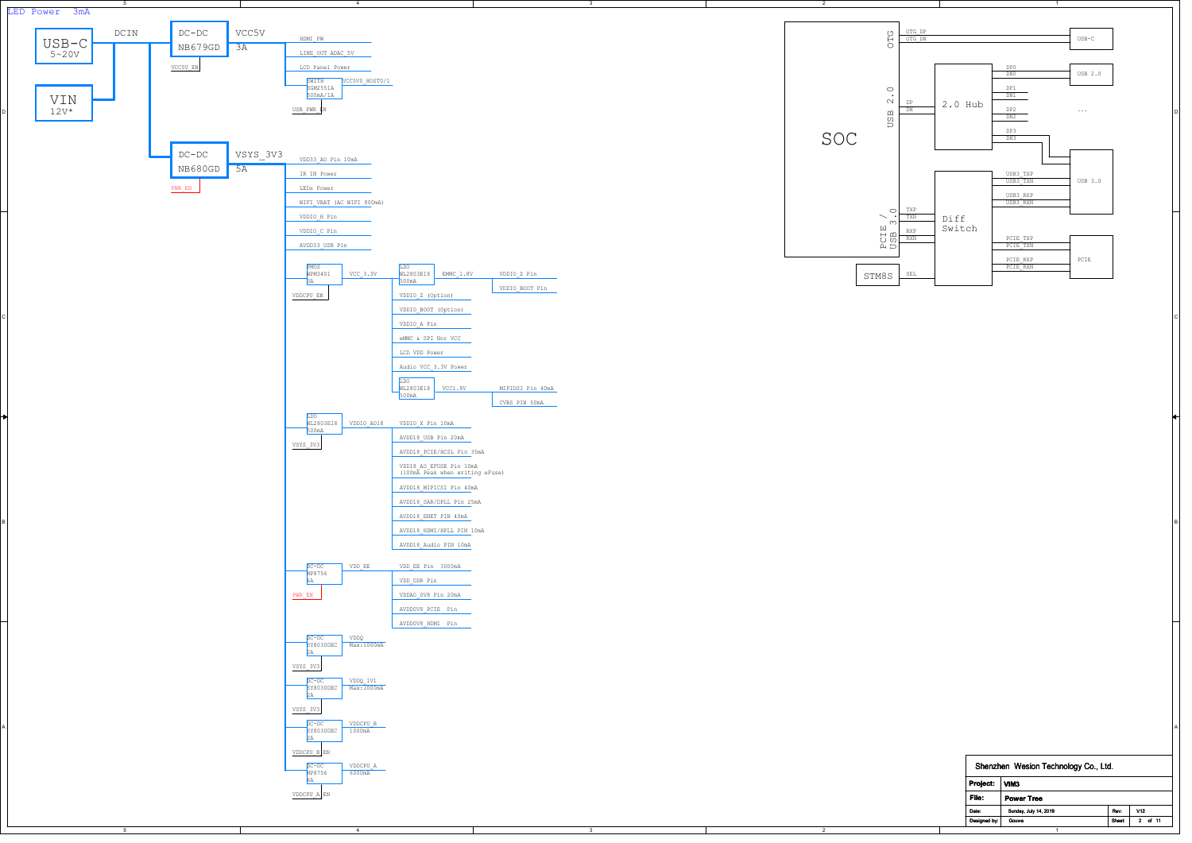LED Power 3mA

# Power Tree

## Input

- USB-C 5~20V
- VIN 12V*
- Both feed DCIN

## DCIN → DC-DC NB679GD → VCC5V 3A (enable: VCC5V_EN)

- HDMI_PW
- LINE_OUT ADAC_5V
- LCD Panel Power
- SWITCH SGM2551A 500mA/1A → VCC5V0_HOST0/1 (enable: USB_PWR_EN)

## DCIN → DC-DC NB680GD → VSYS_3V3 5A (enable: PWR_EN)

- VDD33_AO Pin 10mA
- IR IN Power
- LEDs Power
- WIFI_VBAT (AC WIFI 800mA)
- VDDIO_H Pin
- VDDIO_C Pin
- AVDD33_USB Pin

### PMOS MPM3401 3A → VCC_3.3V (enable: VDDCPU_EN)

- LDO WL2803E18 500mA → EMMC_1.8V
  - VDDIO_Z Pin
  - VDDIO_BOOT Pin
- VDDIO_Z (Option)
- VDDIO_BOOT (Option)
- VDDIO_A Pin
- eMMC & SPI Nor VCC
- LCD VDD Power
- Audio VCC_3.3V Power
- LDO WL2803E18 500mA → VCC1.8V
  - MIPIDSI Pin 40mA
  - CVBS PIN 50mA

### LDO WL2803E18 500mA → VDDIO_AO18 (input: VSYS_3V3)

- VDDIO_X Pin 10mA
- AVDD18_USB Pin 20mA
- AVDD18_PCIE/HCSL Pin 35mA
- VDD18_AO_EFUSE Pin 10mA (100mA Peak when writing eFuse)
- AVDD18_MIPICSI Pin 40mA
- AVDD18_SAR/DPLL Pin 25mA
- AVDD18_ENET PIN 40mA
- AVDD18_HDMI/HPLL PIN 10mA
- AVDD18_Audio PIN 10mA

### DC-DC MP8756 6A → VDD_EE (enable: PWR_EN)

- VDD_EE Pin 3000mA
- VDD_DDR Pin
- VDDAO_0V8 Pin 20mA
- AVDD0V8_PCIE Pin
- AVDD0V8_HDMI Pin

### DC-DC SY8030DEC 2A → VDDQ Max:1000mA (input: VSYS_3V3)

### DC-DC SY8030DEC 2A → VDDQ_1V1 Max:1000mA (input: VSYS_3V3)

### DC-DC SY8030DEC 2A → VDDCPU_B 1000mA (enable: VDDCPU_B_EN)

### DC-DC MP8756 6A → VDDCPU_A 6000mA (enable: VDDCPU_A_EN)

## USB / PCIe Topology

- SOC OTG (OTG_DP, OTG_DN) → USB-C
- SOC USB 2.0 (DP, DN) → 2.0 Hub
  - DP0/DN0 → USB 2.0
  - DP1/DN1
  - DP2/DN2 → ...
  - DP3/DN3 → USB 3.0
- SOC PCIE / USB 3.0 (TXP, TXN, RXP, RXN) → Diff Switch
  - USB3_TXP, USB3_TXN, USB3_RXP, USB3_RXN → USB 3.0
  - PCIE_TXP, PCIE_TXN, PCIE_RXP, PCIE_RXN → PCIE
- STM8S → SEL (Diff Switch)

| Shenzhen Wesion Technology Co., Ltd. | | | |
|---|---|---|---|
| Project: | VIM3 | | |
| File: | Power Tree | | |
| Date: | Sunday, July 14, 2019 | Rev: | V12 |
| Designed by: | Gouwa | Sheet | 2 of 11 |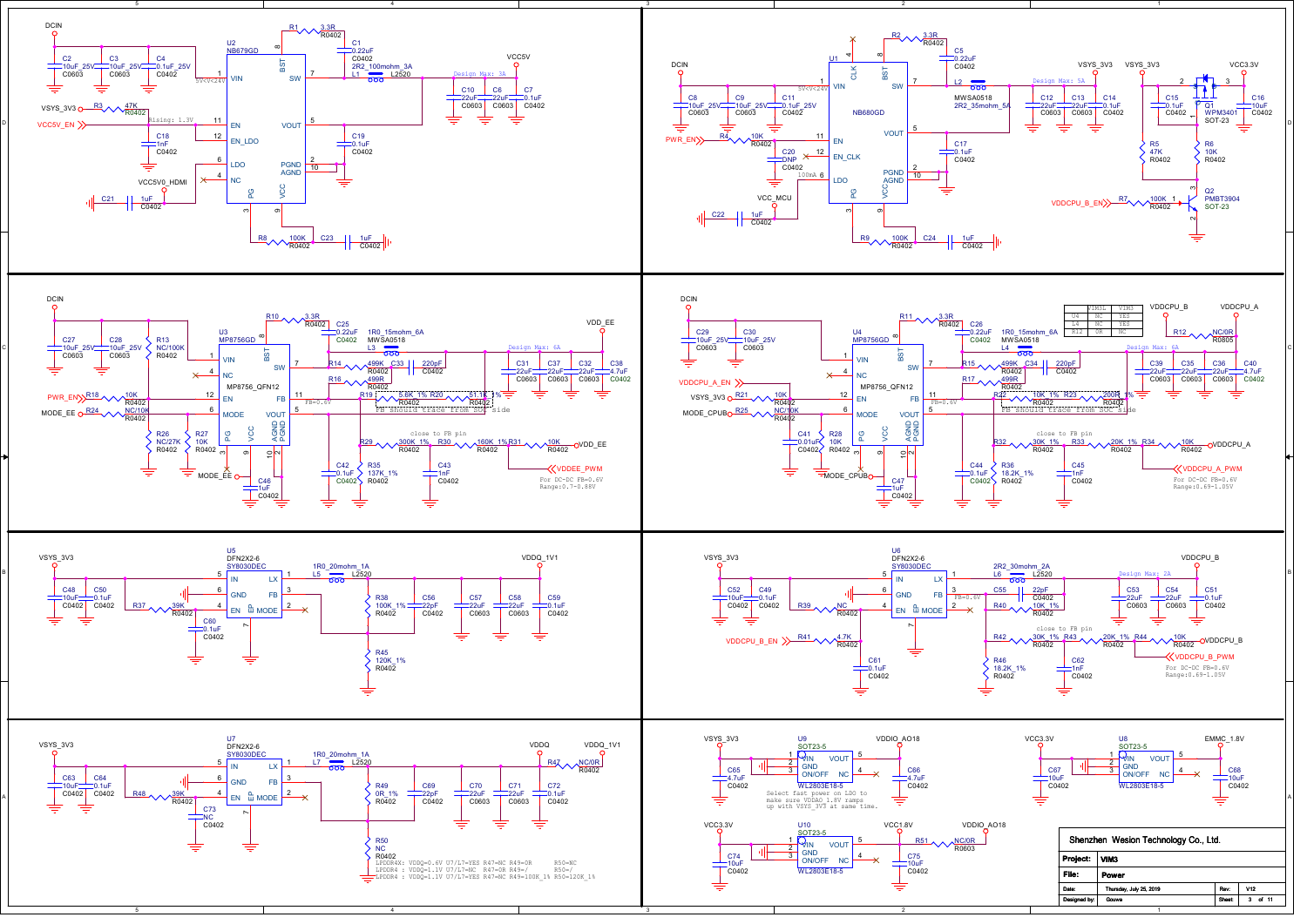## VCC5V (U2 NB679GD)

- DCIN: C2 10uF_25V C0603, C3 10uF_25V C0603, C4 0.1uF_25V C0402
- U2 NB679GD: VIN (1), BST (8), SW (7), EN (11), EN_LDO (12), VOUT (5), LDO (6), NC (4), PGND (2), AGND (10), PG (3), VCC (9)
- 5V<Vi<24V
- VSYS_3V3 — R3 47K R0402; Rising: 1.3V
- VCC5V_EN
- C18 1nF C0402
- C19 0.1uF C0402
- VCC5V0_HDMI — C21 1uF C0402
- R1 3.3R R0402; C1 0.22uF C0402
- L1 2R2_100mohm_3A L2520
- Design Max: 3A
- VCC5V: C10 22uF C0603, C6 22uF C0603, C7 0.1uF C0402
- R8 100K R0402; C23 1uF C0402

## VSYS_3V3 (U1 NB680GD)

- DCIN: C8 10uF_25V C0603, C9 10uF_25V C0603, C11 0.1uF_25V C0402
- U1 NB680GD: VIN (1), CLK (4), BST (8), SW (7), EN (11), EN_CLK (12), VOUT (5), LDO (6), PGND (2), AGND (10), PG (3), VCC (9)
- 5V<Vi<24V
- PWR_EN — R4 10K R0402
- C20 DNP C0402
- 100mA
- VCC_MCU — C22 1uF C0402
- R2 3.3R R0402; C5 0.22uF C0402
- L2 MWSA0518 2R2_35mohm_5A
- Design Max: 5A
- VSYS_3V3: C12 22uF C0603, C13 22uF C0603, C14 0.1uF C0402
- C17 0.1uF C0402
- R9 100K R0402; C24 1uF C0402
- VSYS_3V3 — C15 0.1uF C0402; Q1 WPM3401 SOT-23; VCC3.3V; C16 10uF C0402
- R5 47K R0402; R6 10K R0402
- VDDCPU_B_EN — R7 100K R0402; Q2 PMBT3904 SOT-23

## VDD_EE (U3 MP8756GD)

- DCIN: C27 10uF_25V C0603, C28 10uF_25V C0603, R13 NC/100K R0402
- U3 MP8756GD MP8756_QFN12: VIN (1), NC (4), EN (12), MODE (6), BST (8), SW (7), FB (11), VOUT (5), PG (3), VCC (9), AGND (10), PGND (2)
- PWM_EN — R18 10K R0402
- MODE_EE — R24 NC/10K R0402
- R26 NC/27K R0402; R27 10K R0402
- MODE_EE; C46 1uF C0402
- R10 3.3R R0402; C25 0.22uF C0402
- L3 1R0_15mohm_6A MWSA0518
- R14 499K R0402; C33 220pF C0402; R16 499R R0402
- FB=0.6V
- R19 5.6K_1% R0402; R20 51.1K_1% R0402 — FB should trace from SOC side
- Design Max: 6A
- VDD_EE: C31 22uF C0603, C37 22uF C0603, C32 22uF C0603, C38 4.7uF C0402
- close to FB pin
- R29 300K_1% R0402; R30 160K_1% R0402; R31 10K R0402 — VDD_EE
- C42 0.1uF C0402; R35 137K_1% R0402; C43 1nF C0402
- VDDEE_PWM — For DC-DC FB=0.6V Range:0.7~0.88V

## VDDCPU_A (U4 MP8756GD)

- DCIN: C29 10uF_25V C0603, C30 10uF_25V C0603
- U4 MP8756GD MP8756_QFN12: VIN (1), NC (4), EN (12), MODE (6), BST (8), SW (7), FB (11), VOUT (5), PG (3), VCC (9), AGND (10), PGND (2)
- VDDCPU_A_EN
- VSYS_3V3 — R21 10K R0402; NC/10K R0402
- MODE_CPUB — R25 10K R0402
- C41 0.01uF C0402; R28 10K R0402
- MODE_CPUB; C47 1uF C0402
- R11 3.3R R0402; C26 0.22uF C0402
- L4 1R0_15mohm_6A MWSA0518
- R15 499K R0402; C34 220pF C0402; R17 499R R0402
- FB=0.6V
- R22 10K_1% R0402; R23 200R_1% R0402 — FB should trace from SOC side

| VIM3L | VIM3 |
|---|---|
| U4 NC | YES |
| L4 NC | YES |
| R12 0R | NC |

- VDDCPU_B — R12 NC/0R R0805 — VDDCPU_A
- Design Max: 6A
- C39 22uF C0603, C35 22uF C0603, C36 22uF C0603, C40 4.7uF C0402
- close to FB pin
- R32 30K_1% R0402; R33 20K_1% R0402; R34 10K R0402 — VDDCPU_A
- C44 0.1uF C0402; R36 18.2K_1% R0402; C45 1nF C0402
- VDDCPU_A_PWM — For DC-DC FB=0.6V Range:0.69~1.05V

## VDDQ_1V1 (U5 SY8030DEC)

- VSYS_3V3: C48 10uF C0402, C50 0.1uF C0402
- U5 DFN2X2-6 SY8030DEC: IN (5), GND (6), EN (4), LX (1), FB (3), MODE (2), EP (7)
- R37 39K R0402; C60 0.1uF C0402
- L5 1R0_20mohm_1A L2520
- R38 100K_1% R0402; R45 120K_1% R0402
- VDDQ_1V1: C56 22pF C0402, C57 22uF C0603, C58 22uF C0603, C59 0.1uF C0402

## VDDCPU_B (U6 SY8030DEC)

- VSYS_3V3: C52 10uF C0402, C49 0.1uF C0402
- U6 DFN2X2-6 SY8030DEC: IN (5), GND (6), EN (4), LX (1), FB (3), MODE (2), EP (7)
- FB=0.6V
- R39 NC R0402
- VDDCPU_B_EN — R41 4.7K R0402; C61 0.1uF C0402
- L6 2R2_30mohm_2A L2520
- C55 22pF C0402; R40 10K_1% R0402
- Design Max: 2A
- VDDCPU_B: C53 22uF C0603, C54 22uF C0603, C51 0.1uF C0402
- close to FB pin
- R42 30K_1% R0402; R43 20K_1% R0402; R44 10K R0402 — VDDCPU_B
- R46 18.2K_1% R0402; C62 1nF C0402
- VDDCPU_B_PWM — For DC-DC FB=0.6V Range:0.69~1.05V

## VDDQ (U7 SY8030DEC)

- VSYS_3V3: C63 10uF C0402, C64 0.1uF C0402
- U7 DFN2X2-6 SY8030DEC: IN (5), GND (6), EN (4), LX (1), FB (3), MODE (2), EP (7)
- R48 39K R0402; C73 NC C0402
- L7 1R0_20mohm_1A L2520
- R49 0R_1% R0402; R50 NC R0402
- VDDQ: C69 22pF C0402, C70 22uF C0603, C71 22uF C0603, C72 0.1uF C0402
- VDDQ — R47 NC/0R R0402 — VDDQ_1V1

```
LPDDR4X: VDDQ=0.6V U7/L7=YES R47=NC R49=0R      R50=NC
LPDDR4 : VDDQ=1.1V U7/L7=NC  R47=0R R49=/       R50=/
LPDDR4 : VDDQ=1.1V U7/L7=YES R47=NC R49=100K_1% R50=120K_1%
```

## LDOs

- VSYS_3V3: C65 4.7uF C0402 — U9 SOT23-5 WL2803E18-5: VIN (1), GND (2), ON/OFF (3), VOUT (5), NC (4) — VDDIO_AO18: C66 4.7uF C0402
- Select fast power on LDO to make sure VDDAO_1.8V ramps up with VSYS_3V3 at same time.
- VCC3.3V: C67 10uF C0402 — U8 SOT23-5 WL2803E18-5: VIN (1), GND (2), ON/OFF (3), VOUT (5), NC (4) — EMMC_1.8V: C68 10uF C0402
- VCC3.3V: C74 10uF C0402 — U10 SOT23-5 WL2803E18-5: VIN (1), GND (2), ON/OFF (3), VOUT (5), NC (4) — VCC1.8V: C75 10uF C0402; R51 NC/0R R0603 — VDDIO_AO18

| | |
|---|---|
| Shenzhen Wesion Technology Co., Ltd. | |
| Project: | VIM3 |
| File: | Power |
| Date: | Thursday, July 25, 2019 |
| Rev: | V12 |
| Designed by: | Gouwa |
| Sheet | 3 of 11 |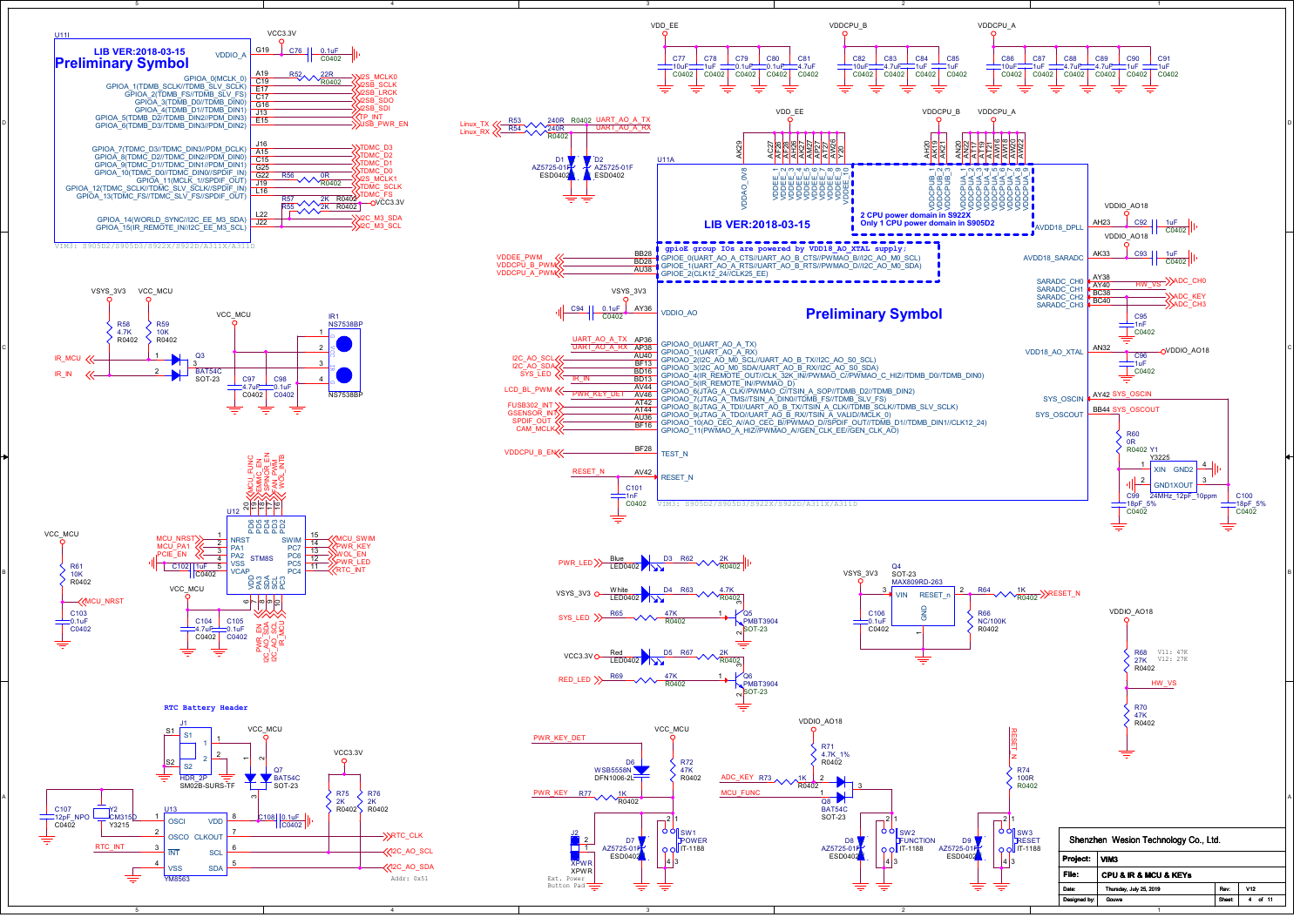## U11I

**LIB VER:2018-03-15**

**Preliminary Symbol**

VDDIO_A — G19 — VCC3.3V — C76 0.1uF C0402

- GPIOA_0(MCLK_0) — A19 — R52 22R R0402 — I2S_MCLK0
- GPIOA_1(TDMB_SCLK//TDMB_SLV_SCLK) — C19 — I2SB_SCLK
- GPIOA_2(TDMB_FS//TDMB_SLV_FS) — E17 — I2SB_LRCK
- GPIOA_3(TDMB_D0//TDMB_DIN0) — C17 — I2SB_SDO
- GPIOA_4(TDMB_D1//TDMB_DIN1) — G16 — I2SB_SDI
- GPIOA_5(TDMB_D2//TDMB_DIN2//PDM_DIN3) — J13 — TP_INT
- GPIOA_6(TDMB_D3//TDMB_DIN3//PDM_DIN2) — E15 — USB_PWR_EN
- GPIOA_7(TDMC_D3//TDMC_DIN3//PDM_DCLK) — J16 — TDMC_D3
- GPIOA_8(TDMC_D2//TDMC_DIN2//PDM_DIN0) — A15 — TDMC_D2
- GPIOA_9(TDMC_D1//TDMC_DIN1//PDM_DIN1) — C15 — TDMC_D1
- GPIOA_10(TDMC_D0//TDMC_DIN0) — G25 — TDMC_D0
- GPIOA_11(MCLK_1//SPDIF_OUT) — G22 — R56 0R R0402 — I2S_MCLK1
- GPIOA_12(TDMC_SCLK//TDMC_SLV_SCLK//SPDIF_IN) — J19 — TDMC_SCLK
- GPIOA_13(TDMC_FS//TDMC_SLV_FS//SPDIF_IN) — L16 — TDMC_FS
- R57 2K R0402, R55 2K R0402 — VCC3.3V
- GPIOA_14(WORLD_SYNC//I2C_EE_M3_SDA) — L22 — I2C_M3_SDA
- GPIOA_15(IR_REMOTE_IN//I2C_EE_M3_SCL) — J22 — I2C_M3_SCL

VIM3: S905D2/S905D3/S922X/S922D/A311X/A311D

## Power decoupling

- VDD_EE: C77 10uF C0402, C78 1uF C0402, C79 0.1uF C0402, C80 0.1uF C0402, C81 4.7uF C0402
- VDDCPU_B: C82 10uF C0402, C83 4.7uF C0402, C84 1uF C0402, C85 1uF C0402
- VDDCPU_A: C86 10uF C0402, C87 1uF C0402, C88 4.7uF C0402, C89 4.7uF C0402, C90 1uF C0402, C91 1uF C0402

## UART

- Linux_TX — R53 240R R0402 — UART_AO_A_TX
- Linux_RX — R54 240R R0402 — UART_AO_A_RX
- D1 AZ5725-01F ESD0402, D2 AZ5725-01F ESD0402

## U11A

**LIB VER:2018-03-15**

**Preliminary Symbol**

- VDDAO_0V8 — AK29
- VDDEE_1 … VDDEE_10 — AC27, AF28, AT28, AK26, AK27, AM27, AM26, AT27, AW26, Y28 (VDD_EE)
- VDDCPUB_1 … VDDCPUB_3 — AH20, AK19, AK21 (VDDCPU_B)
- VDDCPUA_1 … VDDCPUA_9 — AN20, AN22, AP17, AT19, AT21, AW16, AW18, AW20, AW22 (VDDCPU_A)

2 CPU power domain in S922X
Only 1 CPU power domain in S905D2

gpioE group IOs are powered by VDD18_AO_XTAL supply:

- VDDEE_PWM — BB28 — GPIOE_0(UART_AO_A_CTS//UART_AO_B_CTS//PWMAO_B//I2C_AO_M0_SCL)
- VDDCPU_B_PWM — BD28 — GPIOE_1(UART_AO_A_RTS//UART_AO_B_RTS//PWMAO_D//I2C_AO_M0_SDA)
- VDDCPU_A_PWM — AU38 — GPIOE_2(CLK12_24//CLK25_EE)

- VSYS_3V3 — AY36 — VDDIO_AO — C94 0.1uF C0402

- UART_AO_A_TX — AP36 — GPIOAO_0(UART_AO_A_TX)
- UART_AO_A_RX — AP38 — GPIOAO_1(UART_AO_A_RX)
- I2C_AO_SCL — AU40 — GPIOAO_2(I2C_AO_M0_SCL//UART_AO_B_TX//I2C_AO_S0_SCL)
- I2C_AO_SDA — BF13 — GPIOAO_3(I2C_AO_M0_SDA//UART_AO_B_RX//I2C_AO_S0_SDA)
- SYS_LED — BD16 — GPIOAO_4(IR_REMOTE_OUT//CLK_32K_IN//PWMAO_C_HIZ//TDMB_DOUT0//TDMB_DIN0)
- IR_IN — BD13 — GPIOAO_5(IR_REMOTE_IN//PWMAO_D)
- LCD_BL_PWM — AY44 — GPIOAO_6(JTAG_A_CLK//PWMAO_C//TSIN_A_SOP//TDMB_D2//TDMB_DIN2)
- PWR_KEY_DET — AV46 — GPIOAO_7(JTAG_A_TMS//TSIN_A_DIN0//TDMB_SLV_FS)
- FUSB302_INT — AT42 — GPIOAO_8(JTAG_A_TDI//UART_AO_B_TX//TSIN_A_CLK//TDMB_SCLK//TDMB_SLV_SCLK)
- GSENSOR_INT — AT44 — GPIOAO_9(JTAG_A_TDO//UART_AO_B_RX//TSIN_A_VALID//MCLK_0)
- SPDIF_OUT — AU36 — GPIOAO_10(AO_CEC_A//AO_CEC_B//PWMAO_D//SPDIF_OUT//TDMB_D1//TDMB_DIN1//CLK12_24)
- CAM_MCLK — BF16 — GPIOAO_11(PWMAO_A_HIZ//PWMAO_A//GEN_CLK_EE//GEN_CLK_AO)
- VDDCPU_B_EN — BF28 — TEST_N
- RESET_N — AV42 — RESET_N — C101 1nF C0402

- AVDD18_DPLL — AH23 — VDDIO_AO18 — C92 1uF C0402
- AVDD18_SARADC — AK33 — VDDIO_AO18 — C93 1uF C0402
- SARADC_CH0 — AY38
- SARADC_CH1 — AY40 — HW_VS — ADC_CH0
- SARADC_CH2 — BC38 — ADC_KEY
- SARADC_CH3 — BC40 — ADC_CH3 — C95 1nF C0402
- VDD18_AO_XTAL — AN32 — VDDIO_AO18 — C96 1uF C0402
- SYS_OSCIN — AY42 — SYS_OSCIN
- SYS_OSCOUT — BB44 — SYS_OSCOUT — R60 0R R0402
- Y1 Y3225 24MHz_12pF_10ppm; C99 18pF_5% C0402; C100 18pF_5% C0402

VIM3: S905D2/S905D3/S922X/S922D/A311X/A311D

## IR

- VSYS_3V3 — R58 4.7K R0402; VCC_MCU — R59 10K R0402
- IR_MCU, IR_IN — Q3 BAT54C SOT-23
- VCC_MCU — C97 4.7uF C0402, C98 0.1uF C0402
- IR1 NS7538BP

## U12 STM8S

- MCU_NRST — 1 — NRST; MCU_PA1 — 2 — PA1; PCIE_EN — 3 — PA2; 4 — VSS; C102 1uF C0402 — 5 — VCAP
- SWIM — 15 — MCU_SWIM; PC7 — 14 — PWR_KEY; PC6 — 13 — WOL_EN; PC5 — 12 — PWR_LED; PC4 — 11 — RTC_INT
- PD6 20 MCU_FUNC; PD5 19 EMMC_EN; PD4 18 SPINOR_EN; PD3 17 FAN_PWM; PD2 16 WOL_INTB
- VDD 6; PA3 7 PWR_EN; SDA 8 I2C_AO_SDA; SCL 9 I2C_AO_SCL; PC3 10 IR_MCU
- VCC_MCU — C104 4.7uF C0402, C105 0.1uF C0402
- VCC_MCU — R61 10K R0402 — MCU_NRST — C103 0.1uF C0402

## LEDs

- PWR_LED — D3 Blue LED0402 — R62 2K R0402
- VSYS_3V3 — D4 White LED0402 — R63 4.7K R0402; SYS_LED — R65 47K R0402 — Q5 PMBT3904 SOT-23
- VCC3.3V — D5 Red LED0402 — R67 2K R0402; RED_LED — R69 47K R0402 — Q6 PMBT3904 SOT-23

## Reset

- VSYS_3V3 — Q4 MAX809RD-263 SOT-23 (VIN, RESET_N, GND) — R64 1K R0402 — RESET_N
- C106 0.1uF C0402; R66 NC/100K R0402

## HW_VS

- VDDIO_AO18 — R68 27K R0402 (V11: 47K, V12: 27K) — HW_VS — R70 47K R0402

## RTC Battery Header

- J1 HDR_2P SM02B-SURS-TF (S1, S2)
- VCC_MCU — Q7 BAT54C SOT-23
- Y2 CM315D Y3215; C107 12pF_NPO C0402
- U13 YM8563: 1 OSCI, 2 OSCO, 3 INT, 4 VSS, 8 VDD, 7 CLKOUT, 6 SCL, 5 SDA
- VCC3.3V — R75 2K R0402, R76 2K R0402; C108 0.1uF C0402
- RTC_CLK, I2C_AO_SCL, I2C_AO_SDA; RTC_INT
- Addr: 0x51

## Keys

- PWR_KEY_DET — D6 WSB5558N DFN1006-2L; VCC_MCU — R72 47K R0402
- PWR_KEY — R77 1K R0402 — SW1 POWER IT-1188; D7 AZ5725-01F ESD0402
- J2 XPWR XPWR — Ext. Power Button Pad
- VDDIO_AO18 — R71 4.7K_1% R0402; ADC_KEY — R73 1K R0402; MCU_FUNC — Q8 BAT54C SOT-23
- SW2 FUNCTION IT-1188; D8 AZ5725-01F ESD0402
- RESET_N — R74 100R R0402 — SW3 RESET IT-1188; D9 AZ5725-01F ESD0402

| | |
|---|---|
| Shenzhen Wesion Technology Co., Ltd. | |
| Project: | VIM3 |
| File: | CPU & IR & MCU & KEYs |
| Date: | Thursday, July 25, 2019 |
| Rev: | V12 |
| Designed by: | Gouwa |
| Sheet | 4 of 11 |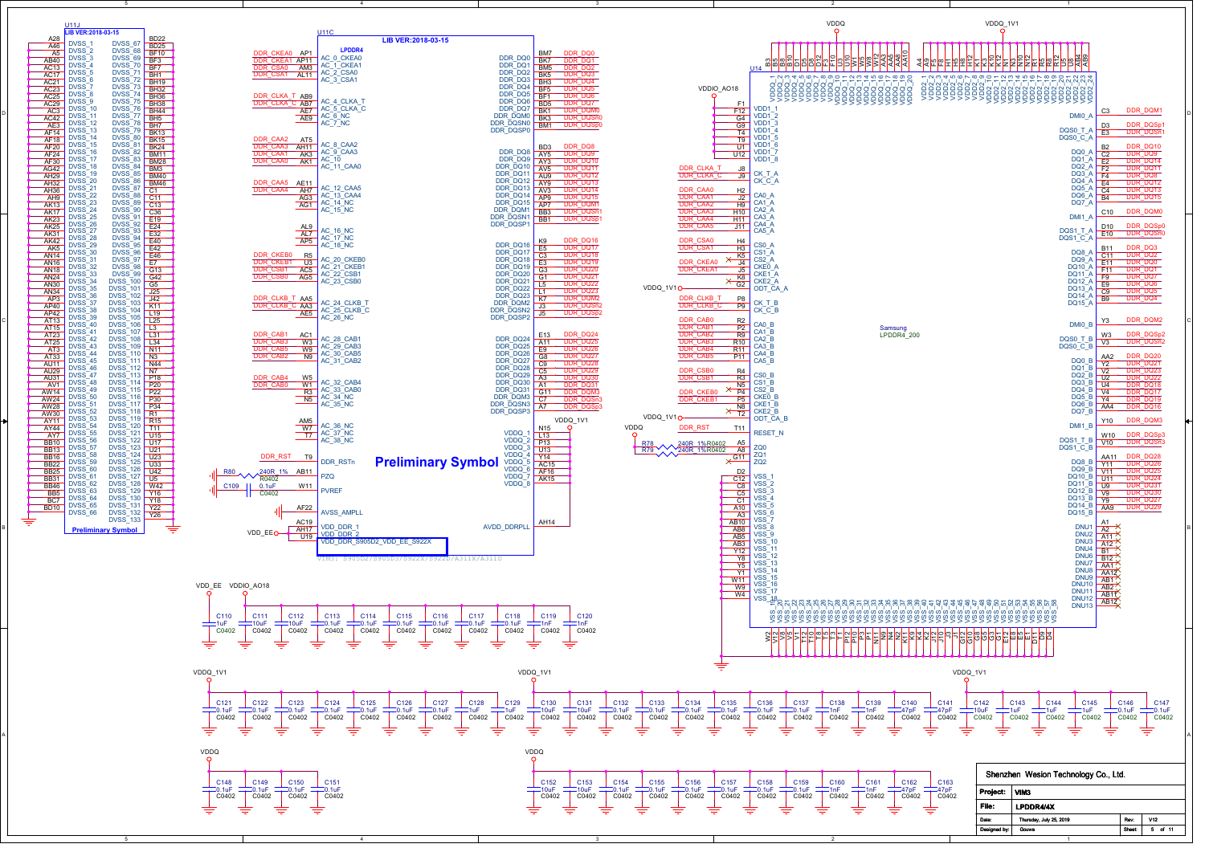## LPDDR4/4X Schematic

### U11J — LIB VER:2018-03-15 (Preliminary Symbol)

| Pin | Name | Name | Pin |
|---|---|---|---|
| A28 | DVSS_1 | DVSS_67 | BD22 |
| A46 | DVSS_2 | DVSS_68 | BD25 |
| A5 | DVSS_3 | DVSS_69 | BF10 |
| AB40 | DVSS_4 | DVSS_70 | BF3 |
| AC13 | DVSS_5 | DVSS_71 | BF7 |
| AC17 | DVSS_6 | DVSS_72 | BH1 |
| AC21 | DVSS_7 | DVSS_73 | BH19 |
| AC23 | DVSS_8 | DVSS_74 | BH32 |
| AC25 | DVSS_9 | DVSS_75 | BH36 |
| AC29 | DVSS_10 | DVSS_76 | BH38 |
| AC3 | DVSS_11 | DVSS_77 | BH44 |
| AC42 | DVSS_12 | DVSS_78 | BH5 |
| AE3 | DVSS_13 | DVSS_79 | BH7 |
| AF14 | DVSS_14 | DVSS_80 | BK13 |
| AF18 | DVSS_15 | DVSS_81 | BK15 |
| AF20 | DVSS_16 | DVSS_82 | BK24 |
| AF26 | DVSS_17 | DVSS_83 | BM11 |
| AF30 | DVSS_18 | DVSS_84 | BM28 |
| AG42 | DVSS_19 | DVSS_85 | BM3 |
| AH29 | DVSS_20 | DVSS_86 | BM40 |
| AH32 | DVSS_21 | DVSS_87 | BM46 |
| AH36 | DVSS_22 | DVSS_88 | C1 |
| AH9 | DVSS_23 | DVSS_89 | C11 |
| AK13 | DVSS_24 | DVSS_90 | C13 |
| AK17 | DVSS_25 | DVSS_91 | C36 |
| AK23 | DVSS_26 | DVSS_92 | E19 |
| AK25 | DVSS_27 | DVSS_93 | E24 |
| AK31 | DVSS_28 | DVSS_94 | E32 |
| AK42 | DVSS_29 | DVSS_95 | E40 |
| AK5 | DVSS_30 | DVSS_96 | E42 |
| AN14 | DVSS_31 | DVSS_97 | E46 |
| AN16 | DVSS_32 | DVSS_98 | E7 |
| AN18 | DVSS_33 | DVSS_99 | G13 |
| AN24 | DVSS_34 | DVSS_100 | G42 |
| AN30 | DVSS_35 | DVSS_101 | G5 |
| AN34 | DVSS_36 | DVSS_102 | J25 |
| AP3 | DVSS_37 | DVSS_103 | J42 |
| AP40 | DVSS_38 | DVSS_104 | K11 |
| AP42 | DVSS_39 | DVSS_105 | L19 |
| AT13 | DVSS_40 | DVSS_106 | L25 |
| AT15 | DVSS_41 | DVSS_107 | L3 |
| AT23 | DVSS_42 | DVSS_108 | L31 |
| AT25 | DVSS_43 | DVSS_109 | L34 |
| AT3 | DVSS_44 | DVSS_110 | N11 |
| AT33 | DVSS_45 | DVSS_111 | N3 |
| AU11 | DVSS_46 | DVSS_112 | N44 |
| AU29 | DVSS_47 | DVSS_113 | N7 |
| AU31 | DVSS_48 | DVSS_114 | P18 |
| AV1 | DVSS_49 | DVSS_115 | P20 |
| AW14 | DVSS_50 | DVSS_116 | P22 |
| AW24 | DVSS_51 | DVSS_117 | P30 |
| AW28 | DVSS_52 | DVSS_118 | P34 |
| AY11 | DVSS_53 | DVSS_119 | R1 |
| AY44 | DVSS_54 | DVSS_120 | R15 |
| AY7 | DVSS_55 | DVSS_121 | T11 |
| BB10 | DVSS_56 | DVSS_122 | U15 |
| BB13 | DVSS_57 | DVSS_123 | U17 |
| BB16 | DVSS_58 | DVSS_124 | U21 |
| BB22 | DVSS_59 | DVSS_125 | U23 |
| BB25 | DVSS_60 | DVSS_126 | U33 |
| BB31 | DVSS_61 | DVSS_127 | U42 |
| BB46 | DVSS_62 | DVSS_128 | U5 |
| BB5 | DVSS_63 | DVSS_129 | W42 |
| BC7 | DVSS_64 | DVSS_130 | Y16 |
| BD10 | DVSS_65 | DVSS_131 | Y18 |
| | DVSS_66 | DVSS_132 | Y22 |
| | | DVSS_133 | Y26 |

### U11C — LIB VER:2018-03-15 — LPDDR4 (Preliminary Symbol)

Left side:

| Net | Pin | Name |
|---|---|---|
| DDR_CKEA0 | AP1 | AC_0_CKEA0 |
| DDR_CKEA1 | AP11 | AC_1_CKEA1 |
| DDR_CSA0 | AM3 | AC_2_CSA0 |
| DDR_CSA1 | AL11 | AC_3_CSA1 |
| DDR_CLKA_T | AB9 | AC_4_CLKA_T |
| DDR_CLKA_C | AB7 | AC_5_CLKA_C |
| | AE7 | AC_6_NC |
| | AE9 | AC_7_NC |
| DDR_CAA2 | AT5 | AC_8_CAA2 |
| DDR_CAA3 | AH11 | AC_9_CAA3 |
| DDR_CAA1 | AK3 | AC_10 |
| DDR_CAA0 | AK1 | AC_11_CAA0 |
| DDR_CAA5 | AE11 | AC_12_CAA5 |
| DDR_CAA4 | AH7 | AC_13_CAA4 |
| | AG3 | AC_14_NC |
| | AG1 | AC_15_NC |
| | AL9 | AC_16_NC |
| | AL7 | AC_17_NC |
| | AP5 | AC_18_NC |
| DDR_CKEB0 | R5 | AC_20_CKEB0 |
| DDR_CKEB1 | U3 | AC_21_CKEB1 |
| DDR_CSB1 | AC5 | AC_22_CSB1 |
| DDR_CSB0 | AG5 | AC_23_CSB0 |
| DDR_CLKB_T | AA5 | AC_24_CLKB_T |
| DDR_CLKB_C | AA3 | AC_25_CLKB_C |
| | AE5 | AC_26_NC |
| DDR_CAB1 | AC1 | AC_28_CAB1 |
| DDR_CAB3 | W3 | AC_29_CAB3 |
| DDR_CAB5 | W9 | AC_30_CAB5 |
| DDR_CAB2 | N9 | AC_31_CAB2 |
| DDR_CAB4 | W5 | AC_32_CAB4 |
| DDR_CAB0 | W1 | AC_33_CAB0 |
| | R3 | AC_34_NC |
| | N5 | AC_35_NC |
| | AM5 | AC_36_NC |
| | W7 | AC_37_NC |
| | T7 | AC_38_NC |
| DDR_RST | T9 | DDR_RSTn |
| R80 240R 1% R0402 | AB11 | PZQ |
| C109 0.1uF C0402 | W11 | PVREF |
| | AF22 | AVSS_AMPLL |
| VDD_EE | AC19 | VDD_DDR_1 |
| | AH17 | VDD_DDR_2 |
| | U19 | VDD_DDR_S905D2_VDD_EE_S922X |

VIM3: S905D2/S905D3/S922X/S922D/A311X/A311D

Right side:

| Name | Pin | Net |
|---|---|---|
| DDR_DQ0 | BM7 | DDR_DQ0 |
| DDR_DQ1 | BK7 | DDR_DQ1 |
| DDR_DQ2 | BM5 | DDR_DQ2 |
| DDR_DQ3 | BK5 | DDR_DQ3 |
| DDR_DQ4 | BH3 | DDR_DQ4 |
| DDR_DQ5 | BF5 | DDR_DQ5 |
| DDR_DQ6 | BF1 | DDR_DQ6 |
| DDR_DQ7 | BD5 | DDR_DQ7 |
| DDR_DQM0 | BK1 | DDR_DQM0 |
| DDR_DQSN0 | BK3 | DDR_DQSn0 |
| DDR_DQSP0 | BM1 | DDR_DQSp0 |
| DDR_DQ8 | BD3 | DDR_DQ8 |
| DDR_DQ9 | AY5 | DDR_DQ9 |
| DDR_DQ10 | AY3 | DDR_DQ10 |
| DDR_DQ11 | AV5 | DDR_DQ11 |
| DDR_DQ12 | AU9 | DDR_DQ12 |
| DDR_DQ13 | AV3 | DDR_DQ13 |
| DDR_DQ14 | AP9 | DDR_DQ14 |
| DDR_DQ15 | AP7 | DDR_DQ15 |
| DDR_DQM1 | BB3 | DDR_DQM1 |
| DDR_DQSN1 | BB1 | DDR_DQSn1 |
| DDR_DQSP1 | | DDR_DQSp1 |
| DDR_DQ16 | K9 | DDR_DQ16 |
| DDR_DQ17 | E5 | DDR_DQ17 |
| DDR_DQ18 | C3 | DDR_DQ18 |
| DDR_DQ19 | E3 | DDR_DQ19 |
| DDR_DQ20 | G3 | DDR_DQ20 |
| DDR_DQ21 | G1 | DDR_DQ21 |
| DDR_DQ22 | L5 | DDR_DQ22 |
| DDR_DQ23 | L1 | DDR_DQ23 |
| DDR_DQM2 | K7 | DDR_DQM2 |
| DDR_DQSN2 | J3 | DDR_DQSn2 |
| DDR_DQSP2 | J5 | DDR_DQSp2 |
| DDR_DQ24 | E13 | DDR_DQ24 |
| DDR_DQ25 | A11 | DDR_DQ25 |
| DDR_DQ26 | E9 | DDR_DQ26 |
| DDR_DQ27 | G8 | DDR_DQ27 |
| DDR_DQ28 | C9 | DDR_DQ28 |
| DDR_DQ29 | C5 | DDR_DQ29 |
| DDR_DQ30 | A3 | DDR_DQ30 |
| DDR_DQ31 | A1 | DDR_DQ31 |
| DDR_DQM3 | G11 | DDR_DQM3 |
| DDR_DQSN3 | C7 | DDR_DQSn3 |
| DDR_DQSP3 | A7 | DDR_DQSp3 |
| VDDQ_1 | N15 | VDDQ_1V1 |
| VDDQ_2 | L13 | |
| VDDQ_3 | P13 | |
| VDDQ_4 | U13 | |
| VDDQ_5 | Y14 | |
| VDDQ_6 | AC15 | |
| VDDQ_7 | AF16 | |
| VDDQ_8 | AK15 | |
| AVDD_DDRPLL | AH14 | |

### U14 — Samsung LPDDR4_200

Power (top): VDDQ — VDDQ_1 … VDDQ_21 (pins B3, B8, B10, D1, D5, D8, D12, F3, L3, U3, W1, W5, W8, W12, AA3, AA5, AA8, AA10, A4, A9, F8); VDDQ_1V1 — VDD2_1 … VDD2_24 (pins F8, H1, H8, H12, K1, K3, K10, K12, N1, N3, N10, N12, R1, R5, R8, R12, U5, U8, AA4, AB9, …).

VDDIO_AO18 — VDD1_1 … VDD1_8 (pins F12, F12, G4, G9, T4, T9, U1, U12).

| Net | Pin | Name |
|---|---|---|
| DDR_CLKA_T | J8 | CK_T_A |
| DDR_CLKA_C | J9 | CK_C_A |
| DDR_CAA0 | H2 | CA0_A |
| DDR_CAA1 | J2 | CA1_A |
| DDR_CAA2 | H9 | CA2_A |
| DDR_CAA3 | H10 | CA3_A |
| DDR_CAA4 | H11 | CA4_A |
| DDR_CAA5 | J11 | CA5_A |
| DDR_CSA0 | H4 | CS0_A |
| DDR_CSA1 | H3 | CS1_A |
| | K5 | CS2_A |
| DDR_CKEA0 | J4 | CKE0_A |
| DDR_CKEA1 | J5 | CKE1_A |
| | K8 | CKE2_A |
| VDDQ_1V1 | G2 | ODT_CA_A |
| DDR_CLKB_T | P8 | CK_T_B |
| DDR_CLKB_C | P9 | CK_C_B |
| DDR_CAB0 | R2 | CA0_B |
| DDR_CAB1 | P2 | CA1_B |
| DDR_CAB2 | R9 | CA2_B |
| DDR_CAB3 | R10 | CA3_B |
| DDR_CAB4 | R11 | CA4_B |
| DDR_CAB5 | P11 | CA5_B |
| DDR_CSB0 | R4 | CS0_B |
| DDR_CSB1 | R3 | CS1_B |
| | N5 | CS2_B |
| DDR_CKEB0 | P4 | CKE0_B |
| DDR_CKEB1 | P5 | CKE1_B |
| | N8 | CKE2_B |
| VDDQ_1V1 | T2 | ODT_CA_B |
| DDR_RST | T11 | RESET_N |
| R78 240R 1% R0402 | A5 | ZQ0 |
| R79 240R 1% R0402 | A8 | ZQ1 |
| | G11 | ZQ2 |

VSS_1 … VSS_18: D2, C12, C8, C5, C1, A10, A3, AB10, AB8, AB5, AB3, Y12, Y8, Y5, Y1, W11, W9, W4; VSS_19 … VSS_56 (bottom pins W2, V2, V8, V5, V1, T12, T10, T8, T3, P12, P10, P3, P1, N11, N9, N4, N2, K11, K9, K4, K2, J12, J10, J3, J1, G12, G10, G5, G3, G1, E12, E8, E5, E1, D11, D9, …).

Right side:

| Name | Pin | Net |
|---|---|---|
| DMI0_A | C3 | DDR_DQM1 |
| DQS0_T_A | D3 | DDR_DQSp1 |
| DQS0_C_A | E3 | DDR_DQSn1 |
| DQ0_A | B2 | DDR_DQ10 |
| DQ1_A | C2 | DDR_DQ9 |
| DQ2_A | E2 | DDR_DQ14 |
| DQ3_A | F2 | DDR_DQ11 |
| DQ4_A | F4 | DDR_DQ8 |
| DQ5_A | E4 | DDR_DQ12 |
| DQ6_A | C4 | DDR_DQ13 |
| DQ7_A | B4 | DDR_DQ15 |
| DMI1_A | C10 | DDR_DQM0 |
| DQS1_T_A | D10 | DDR_DQSp0 |
| DQS1_C_A | E10 | DDR_DQSn0 |
| DQ8_A | B11 | DDR_DQ3 |
| DQ9_A | C11 | DDR_DQ2 |
| DQ10_A | E11 | DDR_DQ0 |
| DQ11_A | F11 | DDR_DQ1 |
| DQ12_A | F9 | DDR_DQ7 |
| DQ13_A | E9 | DDR_DQ6 |
| DQ14_A | C9 | DDR_DQ5 |
| DQ15_A | B9 | DDR_DQ4 |
| DMI0_B | Y3 | DDR_DQM2 |
| DQS0_T_B | W3 | DDR_DQSp2 |
| DQS0_C_B | V3 | DDR_DQSn2 |
| DQ0_B | AA2 | DDR_DQ20 |
| DQ1_B | Y2 | DDR_DQ21 |
| DQ2_B | V2 | DDR_DQ23 |
| DQ3_B | U2 | DDR_DQ22 |
| DQ4_B | U4 | DDR_DQ18 |
| DQ5_B | V4 | DDR_DQ17 |
| DQ6_B | Y4 | DDR_DQ19 |
| DQ7_B | AA4 | DDR_DQ16 |
| DMI1_B | Y10 | DDR_DQM3 |
| DQS1_T_B | W10 | DDR_DQSp3 |
| DQS1_C_B | V10 | DDR_DQSn3 |
| DQ8_B | AA11 | DDR_DQ28 |
| DQ9_B | Y11 | DDR_DQ26 |
| DQ10_B | V11 | DDR_DQ25 |
| DQ11_B | U11 | DDR_DQ24 |
| DQ12_B | U9 | DDR_DQ31 |
| DQ13_B | V9 | DDR_DQ30 |
| DQ14_B | Y9 | DDR_DQ27 |
| DQ15_B | AA9 | DDR_DQ29 |
| DNU1 | A1 | |
| DNU2 | A2 | |
| DNU3 | A11 | |
| DNU4 | A12 | |
| DNU5 | B1 | |
| DNU6 | B12 | |
| DNU7 | AA1 | |
| DNU8 | AA12 | |
| DNU9 | AB1 | |
| DNU10 | AB2 | |
| DNU11 | AB11 | |
| DNU12 | AB12 | |

### Decoupling capacitors

VDD_EE / VDDIO_AO18: C110 1uF C0402; C111 10uF C0402; C112 10uF C0402; C113 0.1uF C0402; C114 0.1uF C0402; C115 0.1uF C0402; C116 0.1uF C0402; C117 0.1uF C0402; C118 0.1uF C0402; C119 1nF C0402; C120 1nF C0402

VDDQ_1V1: C121 0.1uF C0402; C122 0.1uF C0402; C123 0.1uF C0402; C124 0.1uF C0402; C125 0.1uF C0402; C126 0.1uF C0402; C127 0.1uF C0402; C128 1uF C0402; C129 1uF C0402

VDDQ_1V1: C130 10uF C0402; C131 10uF C0402; C132 0.1uF C0402; C133 0.1uF C0402; C134 0.1uF C0402; C135 0.1uF C0402; C136 0.1uF C0402; C137 0.1uF C0402; C138 1nF C0402; C139 1nF C0402; C140 47pF C0402; C141 47pF C0402

VDDQ_1V1: C142 10uF C0402; C143 1uF C0402; C144 1uF C0402; C145 1uF C0402; C146 0.1uF C0402; C147 0.1uF C0402

VDDQ: C148 0.1uF C0402; C149 0.1uF C0402; C150 0.1uF C0402; C151 0.1uF C0402

VDDQ: C152 10uF C0402; C153 10uF C0402; C154 0.1uF C0402; C155 0.1uF C0402; C156 0.1uF C0402; C157 0.1uF C0402; C158 0.1uF C0402; C159 0.1uF C0402; C160 1nF C0402; C161 1nF C0402; C162 47pF C0402; C163 47pF C0402

| Shenzhen Wesion Technology Co., Ltd. | | | |
|---|---|---|---|
| Project: | VIM3 | | |
| File: | LPDDR4/4X | | |
| Date: | Thursday, July 25, 2019 | Rev: | V12 |
| Designed by: | Gouwa | Sheet | 5 of 11 |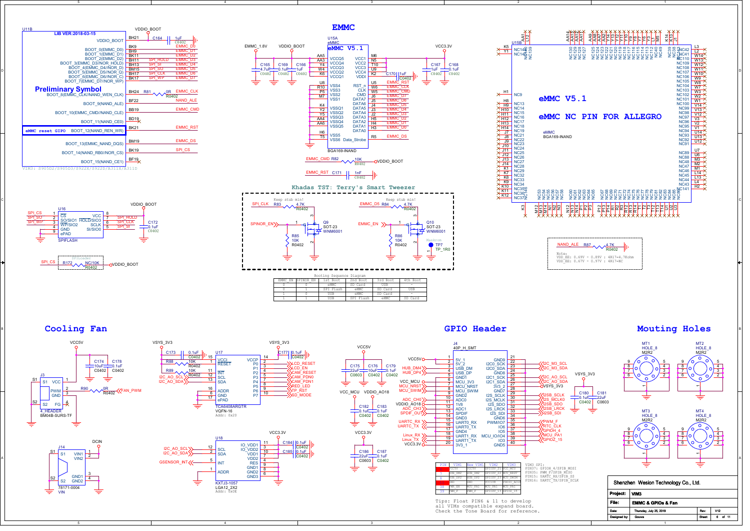# EMMC

**Preliminary Symbol**

LIB VER:2018-03-15

U11B — VIM3: S905D2/S905D3/S922X/S922D/A311X/A311D

eMMC V5.1 — U15A eMMC BGA169-INAND

eMMC V5.1

eMMC NC PIN FOR ALLEGRO

U15B eMMC BGA169-INAND

## Khadas TST: Terry's Smart Tweezer

Keep stub min! Keep stub min!

Booting Sequence Diagram

| EMMC_EN | SPINOR_EN | 1st Boot | 2nd Boot | 3rd Boot | 4th Boot |
|---|---|---|---|---|---|
| 0 | 0 | eMMC | SD Card | USB | - |
| 0 | 1 | SPI Flash | eMMC | SD Card | USB |
| 1 | 0 | USB | eMMC | SD Card | - |
| 1 | 1 | USB | SPI Flash | eMMC | SD Card |

NAND_ALE R87 4.7K R0402

Note:
VDD_EE: 0.69V - 0.89V : 4R17=4.7Kohm
VDD_EE: 0.67V - 0.97V : 4R17=NC

## Cooling Fan

## GPIO Header

J4 40P_H_SMT

| PIN | VIM1 | New VIM1 | VIM2 | VIM3 |
|---|---|---|---|---|
| 2 | VCC5V | VCC5V | GPIODV_21 | MCU_MCU |
| 3 | HUB_DM4 | HUB_DM4 | GPIODV_22 | MCU_NRST |
| 4 | HUB_DP4 | HUB_DP4 | GPIODV_23 | MCU_SWIM |
| 5 | GND | GND | VCC1V8 | ADC_CH0 |
| 18 | PWR_EN | MCU_PA1 | MCU_PA1 | MCU_PA1 |
| 19 | PWM_F | PWM_F | GPIOZ_15 | GPIOZ_15 |

VIM3 SPI:
PIN37: GPIOH_4/SPIB_MOSI
PIN35: PWM_F/SPIB_MISO
PIN15: UARTC_RX/SPIB_SS
PIN16: UARTC_TX/SPIB_SCLK

Tips: Float PIN6 & 11 to develop all VIMs compatible expand board. Check the Tone Board for reference.

## Mouting Holes

MT1 HOLE_8 M2R2 · MT2 HOLE_8 M2R2 · MT3 HOLE_8 M2R2 · MT4 HOLE_8 M2R2

| | |
|---|---|
| Shenzhen Wesion Technology Co., Ltd. | |
| Project: | VIM3 |
| File: | EMMC & GPIOs & Fan |
| Date: | Thursday, July 25, 2019 |
| Rev: | V12 |
| Designed by: | Gouwa |
| Sheet | 6 of 11 |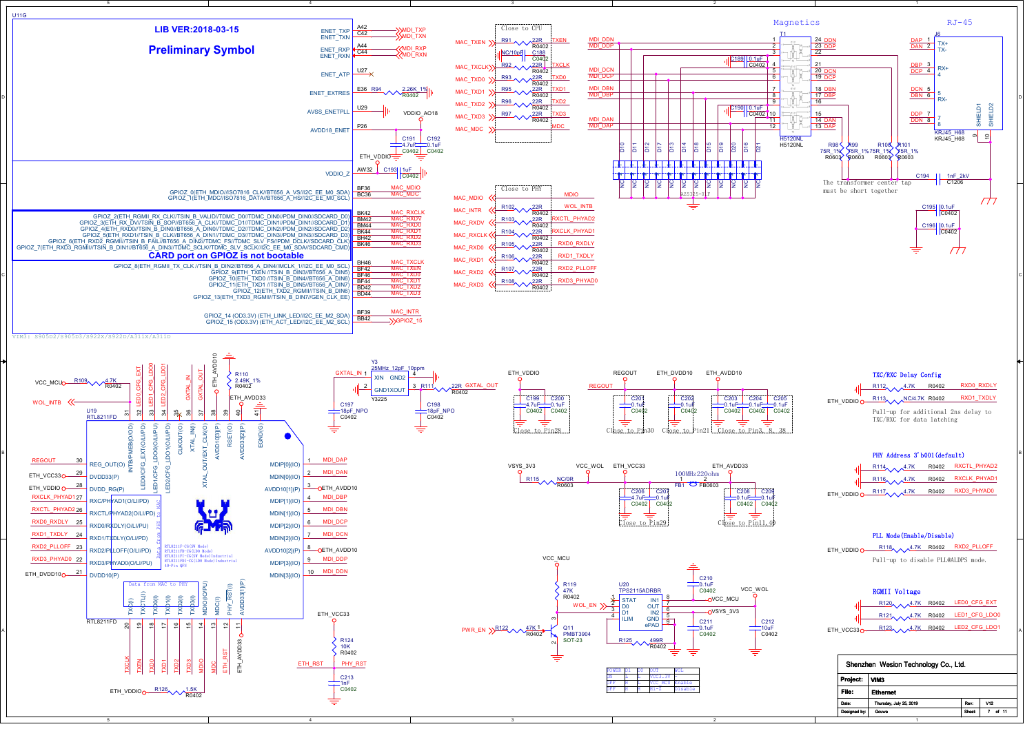LIB VER:2018-03-15

**Preliminary Symbol**

**CARD port on GPIOZ is not bootable**

VIM3: S905D2/S905D3/S922X/S922D/A311X/A311D

U11G

| Pin | Signal | Net |
|---|---|---|
| A42 | ENET_TXP | MDI_TXP |
| C42 | ENET_TXN | MDI_TXN |
| A44 | ENET_RXP | MDI_RXP |
| C44 | ENET_RXN | MDI_RXN |
| U27 | ENET_ATP | |
| E36 | ENET_EXTRES | R94 2.26K_1% R0402 |
| U29 | AVSS_ENETPLL | |
| P26 | AVDD18_ENET | VDDIO_AO18, C191 4.7uF C0402, C192 0.1uF C0402, ETH_VDDIO |
| AW32 | VDDIO_Z | C193 1uF C0402 |
| BF36 | GPIOZ_0(ETH_MDIO//ISO7816_CLK//BT656_A_VS//I2C_EE_M0_SDA) | MAC_MDIO |
| BC36 | GPIOZ_1(ETH_MDC//ISO7816_DATA//BT656_A_HS//I2C_EE_M0_SCL) | MAC_MDC |
| BK42 | GPIOZ_2(ETH_RGMII_RX_CLK//TSIN_B_VALID//TDMC_DIN0//PDM_DIN0//SDCARD_D0) | MAC_RXCLK |
| BM42 | GPIOZ_3(ETH_RX_DV//TSIN_B_SOP//BT656_A_CLK//TDMC_D1//TDMC_DIN1//PDM_DIN1//SDCARD_D1) | MAC_RXDV |
| BM44 | GPIOZ_4(ETH_RXD0//TSIN_B_DIN0//BT656_A_DIN0//TDMC_D2//PDM_DIN2//SDCARD_D2) | MAC_RXD0 |
| BK44 | GPIOZ_5(ETH_RXD1//TSIN_B_CLK//BT656_A_DIN1//TDMC_DIN3//PDM_DIN3//SDCARD_D3) | MAC_RXD1 |
| BH42 | GPIOZ_6(ETH_RXD2_RGMII//TSIN_B_FAIL//BT656_A_DIN2//TDMC_FS//TDMC_SLV_FS//PDM_DCLK//SDCARD_CLK) | MAC_RXD2 |
| BK46 | GPIOZ_7(ETH_RXD3_RGMII//TSIN_B_DIN1//BT656_A_DIN3//TDMC_SCLK//TDMC_SLV_SCLK//I2C_EE_M0_SDA//SDCARD_CMD) | MAC_RXD3 |
| BH46 | GPIOZ_8(ETH_RGMII_TX_CLK//TSIN_B_DIN2//BT656_A_DIN4//MCLK_1//I2C_EE_M0_SCL) | MAC_TXCLK |
| BF42 | GPIOZ_9(ETH_TXEN //TSIN_B_DIN3//BT656_A_DIN5) | MAC_TXEN |
| BF46 | GPIOZ_10(ETH_TXD0//TSIN_B_DIN4//BT656_A_DIN6) | MAC_TXD0 |
| BF44 | GPIOZ_11(ETH_TXD1//TSIN_B_DIN5//BT656_A_DIN7) | MAC_TXD1 |
| BD42 | GPIOZ_12(ETH_TXD2_RGMII//TSIN_B_DIN6) | MAC_TXD2 |
| BD44 | GPIOZ_13(ETH_TXD3_RGMII//TSIN_B_DIN7//GEN_CLK_EE) | MAC_TXD3 |
| BF39 | GPIOZ_14 (OD3.3V) (ETH_LINK_LED//I2C_EE_M2_SDA) | MAC_INTR |
| BB42 | GPIOZ_15 (OD3.3V) (ETH_ACT_LED//I2C_EE_M2_SCL) | GPIOZ_15 |

Close to CPU

| Net in | Resistor | Net out |
|---|---|---|
| MAC_TXEN | R91 22R R0402 | TXEN |
| | NC/10pF C188 C0402 | |
| MAC_TXCLK | R92 22R R0402 | TXCLK |
| MAC_TXD0 | R93 22R R0402 | TXD0 |
| MAC_TXD1 | R95 22R R0402 | TXD1 |
| MAC_TXD2 | R96 22R R0402 | TXD2 |
| MAC_TXD3 | R97 22R R0402 | TXD3 |
| MAC_MDC | | MDC |

Close to PHY

| Net in | Resistor | Net out |
|---|---|---|
| MAC_MDIO | | MDIO |
| MAC_INTR | | WOL_INTB |
| MAC_RXDV | R102 22R R0402 | RXCTL_PHYAD2 |
| MAC_RXCLK | R103 22R R0402 | RXCLK_PHYAD1 |
| MAC_RXD0 | R104 22R R0402 | RXD0_RXDLY |
| MAC_RXD1 | R105 22R R0402 | RXD1_TXDLY |
| MAC_RXD2 | R106 22R R0402 | RXD2_PLLOFF |
| MAC_RXD3 | R107 22R R0402 / R108 22R R0402 | RXD3_PHYAD0 |

## Magnetics

T1 H5120NL

| Pin | Net | Pin | Net |
|---|---|---|---|
| 1 | MDI_DDN | 24 | DDN |
| 2 | MDI_DDP | 23 | DDP |
| 3 | C189 0.1uF C0402 | 22 | |
| 4 | | 21 | |
| 5 | MDI_DCN | 20 | DCN |
| 6 | MDI_DCP | 19 | DCP |
| 7 | MDI_DBN | 18 | DBN |
| 8 | MDI_DBP | 17 | DBP |
| 9 | | 16 | |
| 10 | C190 0.1uF C0402 | 15 | |
| 11 | MDI_DAN | 14 | DAN |
| 12 | MDI_DAP | 13 | DAP |

D10, D11, D12, D17, D13, D14, D18, D15, D19, D20, D16, D21 — AZ5325-01F (NC)

R98 75R_1% R0603, R99 75R_1% R0603, R100 75R_1% R0603, R101 75R_1% R0603

The transformer center tap must be short together

C194 1nF_2kV C1206; C195 0.1uF C0402; C196 0.1uF C0402

## RJ-45

J6 KRJ45_H68

| Pin | Net | Function |
|---|---|---|
| 1 | DAP | TX+ |
| 2 | DAN | TX- |
| 3 | DBP | RX+ |
| 4 | DCP | |
| 5 | DCN | |
| 6 | DBN | RX- |
| 7 | DDP | |
| 8 | DDN | |
| 9 | | SHIELD1 |
| 10 | | SHIELD2 |

## U19 RTL8211FD

VCC_MCU — R109 4.7K R0402; WOL_INTB

R110 2.49K_1% R0402; ETH_AVDD33

Y3 25MHz_12pF_10ppm Y3225 (XIN, GND2, GND1, XOUT); GXTAL_IN; R111 22R R0402 GXTAL_OUT; C197 18pF_NPO C0402; C198 18pF_NPO C0402

| Pin | Name | Net |
|---|---|---|
| 31 | INTB/PMEB(O/OD) | WOL_INTB |
| 32 | LED0/CFG_EXT(O/LI/PU) | LED0_CFG_EXT |
| 33 | LED1/CFG_LDO0(O/LI/PU) | LED1_CFG_LDO0 |
| 34 | LED2/CFG_LDO1(O/LI/PU) | LED2_CFG_LDO1 |
| 35 | CLKOUT(O) | |
| 36 | XTAL_IN(I) | GXTAL_IN |
| 37 | XTAL_OUT/EXT_CLK(O) | GXTAL_OUT |
| 38 | AVDD10(P) | ETH_AVDD10 |
| 39 | RSET(O) | |
| 40 | AVDD33(P) | ETH_AVDD33 |
| 41 | EGND(G) | |
| 30 | REG_OUT(O) | REGOUT |
| 29 | DVDD33(P) | ETH_VCC33 |
| 28 | DVDD_RG(P) | ETH_VDDIO |
| 27 | RXC/PHYAD1(O/LI/PD) | RXCLK_PHYAD1 |
| 26 | RXCTL/PHYAD2(O/LI/PD) | RXCTL_PHYAD2 |
| 25 | RXD0/RXDLY(O/LI/PU) | RXD0_RXDLY |
| 24 | RXD1/TXDLY(O/LI/PD) | RXD1_TXDLY |
| 23 | RXD2/PLLOFF(O/LI/PD) | RXD2_PLLOFF |
| 22 | RXD3/PHYAD0(O/LI/PU) | RXD3_PHYAD0 |
| 21 | DVDD10(P) | ETH_DVDD10 |
| 1 | MDIP[0](IO) | MDI_DAP |
| 2 | MDIN[0](IO) | MDI_DAN |
| 3 | AVDD10[1](P) | ETH_AVDD10 |
| 4 | MDIP[1](IO) | MDI_DBP |
| 5 | MDIN[1](IO) | MDI_DBN |
| 6 | MDIP[2](IO) | MDI_DCP |
| 7 | MDIN[2](IO) | MDI_DCN |
| 8 | AVDD10[2](P) | ETH_AVDD10 |
| 9 | MDIP[3](IO) | MDI_DDP |
| 10 | MDIN[3](IO) | MDI_DDN |
| 20 | TXC(I) | TXCLK |
| 19 | TXCTL(I) | TXEN |
| 18 | TXD0(I) | TXD0 |
| 17 | TXD1(I) | TXD1 |
| 16 | TXD2(I) | TXD2 |
| 15 | TXD3(I) | TXD3 |
| 14 | MDIO(IO/PU) | MDIO |
| 13 | MDC(I) | MDC |
| 12 | PHY_RST(I) | ETH_RST |
| 11 | AVDD33(1)(P) | ETH_AVDD33 |

Data from PHY to MAC; Data from MAC to PHY

RTL8211F-CG(SW Mode), RTL8211FD-CG(LDO Mode), RTL8211FI-CG(SW Mode)Industrial, RTL8211FDI-CG(LDO Mode)Industrial, 40-Pin QFN

ETH_VDDIO — R126 1.5K R0402

ETH_VCC33 — R124 10K R0402; ETH_RST / PHY_RST; C213 1nF C0402

## Decoupling

- ETH_VDDIO: C199 4.7uF C0402, C200 0.1uF C0402 — Close to Pin28
- REGOUT: C201 0.1uF C0402 — Close to Pin30
- ETH_DVDD10: C202 0.1uF C0402 — Close to Pin21
- ETH_AVDD10: C203 0.1uF C0402, C204 0.1uF C0402, C205 0.1uF C0402 — Close to Pin3, 8, 38
- VSYS_3V3 — R115 NC/0R R0603 — VCC_WOL
- ETH_VCC33: C206 4.7uF C0402, C207 0.1uF C0402 — Close to Pin29
- FB1 100MHz220ohm FB0603
- ETH_AVDD33: C208 0.1uF C0402, C209 0.1uF C0402 — Close to Pin11, 40

## TXC/RXC Delay Config

ETH_VDDIO:
- R112 4.7K R0402 — RXD0_RXDLY
- R113 NC/4.7K R0402 — RXD1_TXDLY

Pull-up for additional 2ns delay to TXC/RXC for data latching

## PHY Address 3'b001(default)

ETH_VDDIO:
- R114 4.7K R0402 — RXCTL_PHYAD2
- R116 4.7K R0402 — RXCLK_PHYAD1
- R117 4.7K R0402 — RXD3_PHYAD0

## PLL Mode(Enable/Disable)

ETH_VDDIO: R118 4.7K R0402 — RXD2_PLLOFF

Pull-up to disable PLL@ALDPS mode.

## RGMII Voltage

ETH_VCC33:
- R120 4.7K R0402 — LED0_CFG_EXT
- R121 4.7K R0402 — LED1_CFG_LDO0
- R123 4.7K R0402 — LED2_CFG_LDO1

## WOL power switch

VCC_MCU — R119 47K R0402; WOL_EN; PWR_EN — R122 47K R0402; Q11 PMBT3904 SOT-23

U20 TPS2115ADRBR: 1 STAT, 2 D0, 3 D1, 4 ILIM, 8 IN1 (VCC_MCU), 7 OUT (VCC_WOL), 6 IN2 (VSYS_3V3), 5 GND, 9 ePAD; R125 499R R0402

C210 0.1uF C0402; C211 0.1uF C0402; C212 10uF C0402

| POWER | D1 | D0 | OUT | WOL |
|---|---|---|---|---|
| ON | L | L | VCC3.3V | |
| OFF | H | L | VCC_MCU | Enable |
| OFF | H | H | Hi-Z | Disable |

| | |
|---|---|
| Shenzhen Wesion Technology Co., Ltd. | |
| Project: | VIM3 |
| File: | Ethernet |
| Date: | Thursday, July 25, 2019 |
| Rev: | V12 |
| Designed by: | Gouwa |
| Sheet | 7 of 11 |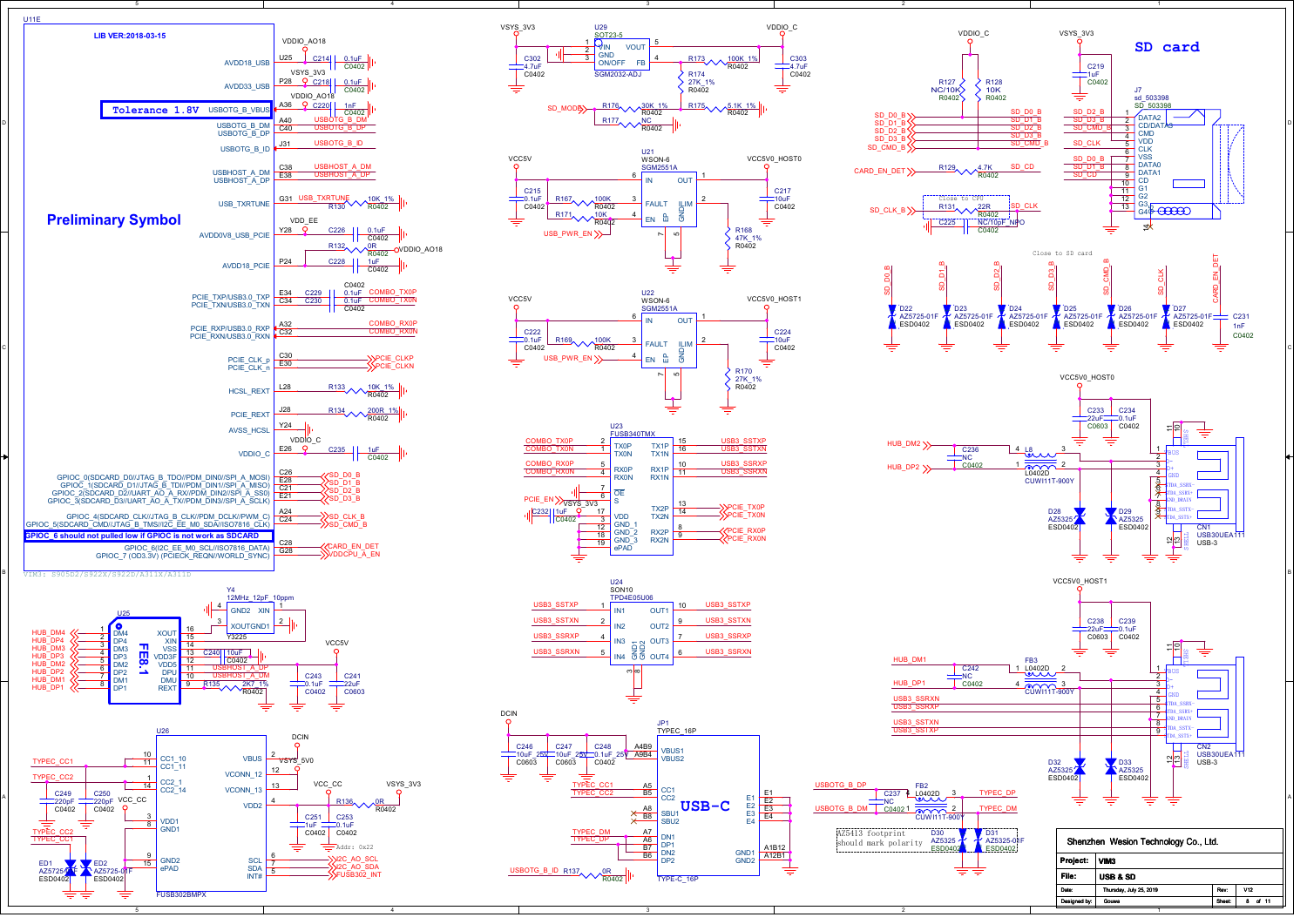# SD card

## U11E

LIB VER:2018-03-15

**Preliminary Symbol**

Tolerance 1.8V

VIM3: S905D2/S922X/S922D/A311X/A311D

| Pin | Signal | Net |
|---|---|---|
| U25 | AVDD18_USB | VDDIO_AO18 (C214 0.1uF C0402) |
| P28 | AVDD33_USB | VSYS_3V3 (C218 0.1uF C0402) |
| A36 | USBOTG_B_VBUS | VDDIO_AO18 (C220 1nF C0402) |
| A40 | USBOTG_B_DM | USBOTG_B_DM |
| C40 | USBOTG_B_DP | USBOTG_B_DP |
| J31 | USBOTG_B_ID | USBOTG_B_ID |
| C38 | USBHOST_A_DM | USBHOST_A_DM |
| E38 | USBHOST_A_DP | USBHOST_A_DP |
| G31 | USB_TXRTUNE | USB_TXRTUNE, R130 10K 1% R0402 |
| Y28 | AVDD0V8_USB_PCIE | VDD_EE (C226 0.1uF C0402), R132 0R R0402 VDDIO_AO18 |
| P24 | AVDD18_PCIE | C228 1uF C0402 |
| E34 | PCIE_TXP/USB3.0_TXP | C229 0.1uF C0402 COMBO_TXOP |
| C34 | PCIE_TXN/USB3.0_TXN | C230 0.1uF C0402 COMBO_TXON |
| A32 | PCIE_RXP/USB3.0_RXP | COMBO_RXOP |
| C32 | PCIE_RXN/USB3.0_RXN | COMBO_RXON |
| C30 | PCIE_CLK_p | PCIE_CLKP |
| E30 | PCIE_CLK_n | PCIE_CLKN |
| L28 | HCSL_REXT | R133 10K 1% R0402 |
| J28 | PCIE_REXT | R134 200R 1% R0402 |
| Y24 | AVSS_HCSL | |
| E26 | VDDIO_C | VDDIO_C (C235 1uF C0402) |
| C26 | GPIOC_0(SDCARD_D0//JTAG_B_TDO//PDM_DIN0//SPI_A_MOSI) | SD_D0_B |
| E28 | GPIOC_1(SDCARD_D1//JTAG_B_TDI//PDM_DIN1//SPI_A_MISO) | SD_D1_B |
| C21 | GPIOC_2(SDCARD_D2//UART_AO_A_RX//PDM_DIN2//SPI_A_SS0) | SD_D2_B |
| E21 | GPIOC_3(SDCARD_D3//UART_AO_A_TX//PDM_DIN3//SPI_A_SCLK) | SD_D3_B |
| A24 | GPIOC_4(SDCARD_CLK//JTAG_B_CLK//PDM_DCLK//PWM_C) | SD_CLK_B |
| C24 | GPIOC_5(SDCARD_CMD//JTAG_B_TMS//I2C_EE_M0_SDA//ISO7816_CLK) | SD_CMD_B |
| C28 | GPIOC_6(I2C_EE_M0_SCL//ISO7816_DATA) | CARD_EN_DET |
| G28 | GPIOC_7 (OD3.3V) (PCIECK_REQN//WORLD_SYNC) | VDDCPU_A_EN |

GPIOC_6 should not pulled low if GPIOC is not work as SDCARD

## U29 SOT23-5 SGM2032-ADJ

VSYS_3V3 → VIN(1), GND(2), ON/OFF(3), VOUT(5), FB(4) → VDDIO_C. C302 4.7uF C0402; C303 4.7uF C0402; R173 100K 1% R0402; R174 27K 1% R0402; R175 5.1K 1% R0402; R176 30K 1% R0402 (SD_MODE); R177 NC R0402.

## U21 WSON-6 SGM2551A

VCC5V → IN(6), OUT(1) → VCC5V0_HOST0. FAULT(3), EN(4), ILIM(2), GND(5), EP(7). C215 0.1uF C0402; R167 100K R0402; R171 10K R0402; USB_PWR_EN; C217 10uF C0402; R168 47K 1% R0402.

## U22 WSON-6 SGM2551A

VCC5V → IN(6), OUT(1) → VCC5V0_HOST1. C222 0.1uF C0402; R169 100K R0402; USB_PWR_EN; C224 10uF C0402; R170 27K 1% R0402.

## U23 FUSB340TMX

| Pin | Name | Net |
|---|---|---|
| 2 | TX0P | COMBO_TX0P |
| 1 | TX0N | COMBO_TX0N |
| 5 | RX0P | COMBO_RX0P |
| 4 | RX0N | COMBO_RX0N |
| 7 | OE | |
| 6 | S | PCIE_EN |
| 17 | VDD | VSYS_3V3, C232 1uF C0402 |
| 3 | GND_1 | |
| 12 | GND_2 | |
| 18 | GND_3 | |
| 19 | ePAD | |
| 15 | TX1P | USB3_SSTXP |
| 16 | TX1N | USB3_SSTXN |
| 10 | RX1P | USB3_SSRXP |
| 11 | RX1N | USB3_SSRXN |
| 13 | TX2P | PCIE_TX0P |
| 14 | TX2N | PCIE_TX0N |
| 8 | RX2P | PCIE_RX0P |
| 9 | RX2N | PCIE_RX0N |

## U24 SON10 TPD4E05U06

IN1(1) USB3_SSTXP, IN2(2) USB3_SSTXN, IN3(4) USB3_SSRXP, IN4(5) USB3_SSRXN; OUT1(10), OUT2(9), OUT3(7), OUT4(6); GND1(3), GND2(8).

## SD card J7 sd_503398

VDDIO_C: R127 NC/10K R0402; R128 10K R0402. VSYS_3V3: C219 1uF C0402.

| Pin | Name | Net |
|---|---|---|
| 1 | DATA2 | SD_D2_B |
| 2 | CD/DATA3 | SD_D3_B |
| 3 | CMD | SD_CMD_B |
| 4 | VDD | |
| 5 | CLK | SD_CLK |
| 6 | VSS | |
| 7 | DATA0 | SD_D0_B |
| 8 | DATA1 | SD_D1_B |
| 9 | CD | SD_CD |
| 10–14 | G1–G4 | |

CARD_EN_DET — R129 4.7K R0402 — SD_CD. SD_CLK_B — R131 22R R0402 — SD_CLK (close to CPU); C225 NC/10pF_NPO C0402.

Close to SD card: D22–D27 AZ5725-01F ESD0402 on SD_D0_B, SD_D1_B, SD_D2_B, SD_D3_B, SD_CMD_B, SD_CLK; C231 1nF C0402 on CARD_EN_DET.

## CN1 USB30UEA11 USB-3 (VCC5V0_HOST0)

C233 22uF C0603; C234 0.1uF C0402. HUB_DM2/HUB_DP2, C236 NC C0402, L8 L0402D CUWI11T-900Y. D28, D29 AZ5325 ESD0402.

## CN2 USB30UEA11 USB-3 (VCC5V0_HOST1)

C238 22uF C0603; C239 0.1uF C0402. HUB_DM1/HUB_DP1, C242 NC C0402, FB3 L0402D CUWI11T-900Y. USB3_SSRXN, USB3_SSRXP, USB3_SSTXN, USB3_SSTXP. D32, D33 AZ5325 ESD0402.

## U25 FE8.1

DM4/DP4 HUB_DM4/HUB_DP4; DM3/DP3 HUB_DM3/HUB_DP3; DM2/DP2 HUB_DM2/HUB_DP2; DM1/DP1 HUB_DM1/HUB_DP1; XOUT(16), XIN(15), VSS(14), VDD3F(13), VDD5(12), DPU(11) USBHOST_A_DP, DMU(10) USBHOST_A_DM, REXT(9) R135 2K7 1% R0402. Y4 12MHz_12pF_10ppm Y3225. C240 10uF C0402; C243 0.1uF C0402; C241 22uF C0603; VCC5V.

## U26 FUSB302BMPX

CC1_10/CC1_11 TYPEC_CC1; CC2_1/CC2_14 TYPEC_CC2; VBUS (2) VSYS_5V0; VCONN_12, VCONN_13; VDD2(4) R136 0R R0402 VSYS_3V3; VDD1, GND1, GND2, ePAD; SCL(6) I2C_AO_SCL; SDA(7) I2C_AO_SDA; INT#(5) FUSB302_INT. Addr: 0x22. C249 220pF C0402; C250 220pF C0402; C251 1uF C0402; C253 0.1uF C0402; ED1, ED2 AZ5725-01F ESD0402.

## JP1 TYPEC_16P USB-C

DCIN: C246 10uF_25V C0603; C247 10uF_25V C0603; C248 0.1uF_25V C0402. VBUS1/VBUS2 (A4B9/A9B4); CC1 (A5) TYPEC_CC1; CC2 (B5) TYPEC_CC2; SBU1 (A8), SBU2 (B8); DN1 (A7) TYPEC_DM; DP1 (A6) TYPEC_DP; DN2 (B7); DP2 (B6); GND1/GND2 (A1B12/A12B1); E1–E4. USBOTG_B_ID R137 0R R0402.

USBOTG_B_DP/USBOTG_B_DM — C237 NC C0402 — FB2 L0402D CUWI11T-900Y — TYPEC_DP/TYPEC_DM. D30, D31 AZ5325-01F ESD0402. AZ5413 footprint should mark polarity.

| | |
|---|---|
| Company | Shenzhen Wesion Technology Co., Ltd. |
| Project | VIM3 |
| File | USB & SD |
| Date | Thursday, July 25, 2019 |
| Designed by | Gouwa |
| Rev | V12 |
| Sheet | 8 of 11 |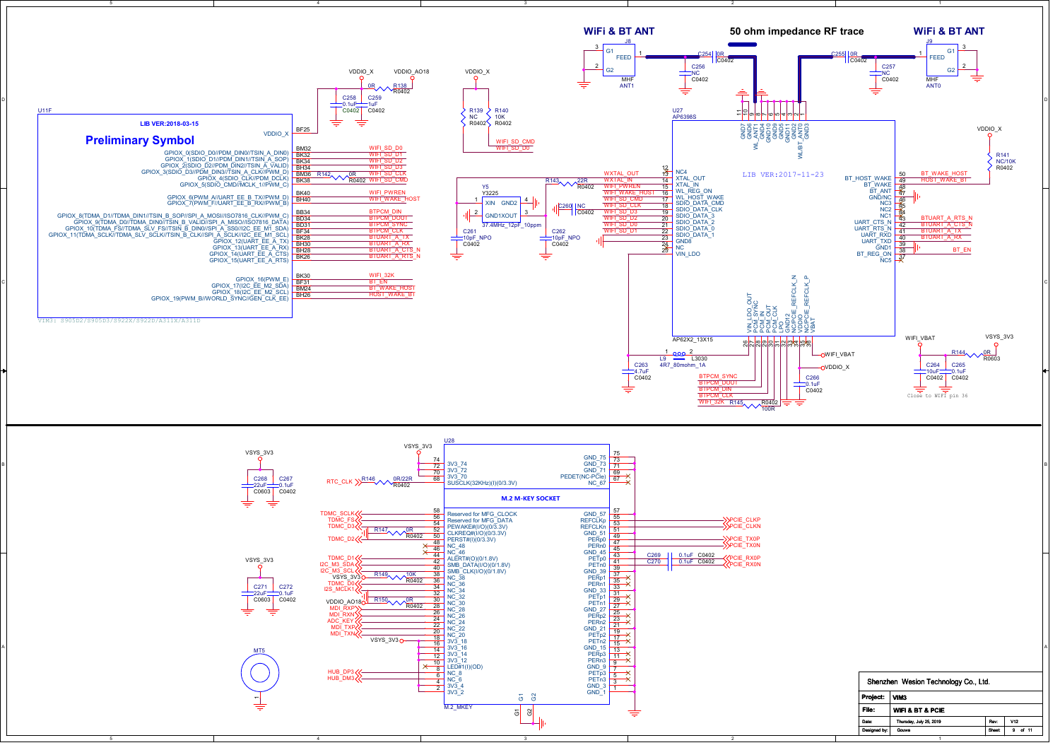# WiFi & BT ANT

**50 ohm impedance RF trace**

**WiFi & BT ANT**

J8: G1, G2, FEED — MHF ANT1
J9: G1, G2, FEED — MHF ANT0

C254 0R C0402; C256 NC C0402; C255 0R C0402; C257 NC C0402

## U11F

LIB VER:2018-03-15

**Preliminary Symbol**

| Signal | Pin | Net |
|---|---|---|
| VDDIO_X | BF25 | |
| GPIOX_0(SDIO_D0//PDM_DIN0//TSIN_A_DIN0) | BM32 | WIFI_SD_D0 |
| GPIOX_1(SDIO_D1//PDM_DIN1//TSIN_A_SOP) | BK32 | WIFI_SD_D1 |
| GPIOX_2(SDIO_D2//PDM_DIN2//TSIN_A_VALID) | BK34 | WIFI_SD_D2 |
| GPIOX_3(SDIO_D3//PDM_DIN3//TSIN_A_CLK//PWM_D) | BH34 | WIFI_SD_D3 |
| GPIOX_4(SDIO_CLK//PDM_DCLK) | BM36 | WIFI_SD_CLK (R142 0R R0402) |
| GPIOX_5(SDIO_CMD//MCLK_1//PWM_C) | BK38 | WIFI_SD_CMD |
| GPIOX_6(PWM_A//UART_EE_B_TX//PWM_D) | BK40 | WIFI_PWREN |
| GPIOX_7(PWM_F//UART_EE_B_RX//PWM_B) | BH40 | WIFI_WAKE_HOST |
| GPIOX_8(TDMA_D1//TDMA_DIN1//TSIN_B_SOP//SPI_A_MOSI//ISO7816_CLK//PWM_C) | BB34 | BTPCM_DIN |
| GPIOX_9(TDMA_D0//TDMA_DIN0//TSIN_B_VALID//SPI_A_MISO//ISO7816_DATA) | BD34 | BTPCM_DOUT |
| GPIOX_10(TDMA_FS//TDMA_SLV_FS//TSIN_B_DIN0//SPI_A_SS0//ISO7816_DATA) | BD31 | BTPCM_SYNC |
| GPIOX_11(TDMA_SCLK//TDMA_SLV_SCLK//TSIN_B_CLK//SPI_A_SCLK//I2C_EE_M1_SCL) | BF34 | BTPCM_CLK |
| GPIOX_12(UART_EE_A_TX) | BK28 | BTUART_A_TX |
| GPIOX_13(UART_EE_A_RX) | BH30 | BTUART_A_RX |
| GPIOX_14(UART_EE_A_CTS) | BH28 | BTUART_A_CTS_N |
| GPIOX_15(UART_EE_A_RTS) | BK26 | BTUART_A_RTS_N |
| GPIOX_16(PWM_E) | BK30 | WIFI_32K |
| GPIOX_17(I2C_EE_M2_SDA) | BF31 | BT_EN |
| GPIOX_18(I2C_EE_M2_SCL) | BM24 | BT_WAKE_HOST |
| GPIOX_19(PWM_B//WORLD_SYNC//GEN_CLK_EE) | BH26 | HOST_WAKE_BT |

VIM3: S905D2/S905D3/S922X/S922D/A311X/A311D

VDDIO_X, VDDIO_AO18, R138 0R R0402, C258 0.1uF C0402, C259 1uF C0402
VDDIO_X, R139 NC R0402, R140 10K R0402 — WIFI_SD_CMD, WIFI_SD_D0

Y5 Y3225 37.4MHz_12pF_10ppm (XIN, GND2, GND1, XOUT); C261 10pF_NPO C0402; C262 10pF_NPO C0402; R143 22R R0402; C260 NC C0402

## U27 AP6398S

LIB VER:2017-11-23

| Pin | Name | Net |
|---|---|---|
| 12 | NC4 | |
| 13 | XTAL_OUT | WXTAL_OUT |
| 14 | XTAL_IN | WXTAL_IN |
| 15 | WL_REG_ON | WIFI_PWREN |
| 16 | WL_HOST_WAKE | WIFI_WAKE_HOST |
| 17 | SDIO_DATA_CMD | WIFI_SD_CMD |
| 18 | SDIO_DATA_CLK | WIFI_SD_CLK |
| 19 | SDIO_DATA_3 | WIFI_SD_D3 |
| 20 | SDIO_DATA_2 | WIFI_SD_D2 |
| 21 | SDIO_DATA_0 | WIFI_SD_D0 |
| 22 | SDIO_DATA_1 | WIFI_SD_D1 |
| 23 | GND8 | |
| 24 | NC | |
| 25 | VIN_LDO | |
| 50 | BT_HOST_WAKE | BT_WAKE_HOST |
| 49 | BT_WAKE | HOST_WAKE_BT |
| 48 | BT_ANT | |
| 47 | GND/NC | |
| 46 | NC3 | |
| 45 | NC2 | |
| 44 | NC1 | |
| 43 | UART_CTS_N | BTUART_A_RTS_N |
| 42 | UART_RTS_N | BTUART_A_CTS_N |
| 41 | UART_RXD | BTUART_A_TX |
| 40 | UART_TXD | BTUART_A_RX |
| 39 | GND1 | |
| 38 | BT_REG_ON | BT_EN |
| 37 | NC5 | |
| 11 | GND7 | |
| 10 | GND6 | |
| 9 | WL_ANT1 | |
| 8 | GND4 | |
| 7 | GND10 | |
| 6 | GND9 | |
| 5 | GND5 | |
| 4 | GND11 | |
| 3 | GND2 | |
| 2 | WL/BT_ANT0 | |
| 1 | GND3 | |
| 26 | VIN_LDO_OUT | |
| 27 | PCM_SYNC | BTPCM_SYNC |
| 28 | PCM_IN | BTPCM_DOUT |
| 29 | PCM_OUT | BTPCM_DIN |
| 30 | PCM_CLK | BTPCM_CLK |
| 31 | LPO | WIFI_32K (R145 100R R0402) |
| 32 | GND12 | |
| 33 | NC/PCIE_REFCLK_N | |
| 34 | VDDIO | VDDIO_X |
| 35 | NC/PCIE_REFCLK_P | |
| 36 | VBAT | WIFI_VBAT |

AP62X2_13X15

L9 4R7_80mohm_1A L3030; C263 4.7uF C0402; C266 0.1uF C0402
VDDIO_X, R141 NC/10K R0402
WIFI_VBAT, VSYS_3V3, R144 0R R0603, C264 10uF C0402, C265 0.1uF C0402 — Close to WIFI pin 36

## U28 M.2 M-KEY SOCKET

VSYS_3V3: C268 22uF C0603, C267 0.1uF C0402; C271 22uF C0603, C272 0.1uF C0402

| Net | Pin | Name | Name | Pin | Net |
|---|---|---|---|---|---|
| VSYS_3V3 | 74 | 3V3_74 | GND_75 | 75 | |
| | 72 | 3V3_72 | GND_73 | 73 | |
| | 70 | 3V3_70 | GND_71 | 71 | |
| RTC_CLK (R146 0R/22R R0402) | 68 | SUSCLK(32KHz)(I)(0/3.3V) | PEDET(NC-PCIe) | 69 | |
| | | | NC_67 | 67 | |
| TDMC_SCLK | 58 | Reserved for MFG_CLOCK | GND_57 | 57 | |
| TDMC_FS | 56 | Reserved for MFG_DATA | REFCLKp | 55 | PCIE_CLKP |
| TDMC_D3 | 54 | PEWAKE#(I/O)(0/3.3V) | REFCLKn | 53 | PCIE_CLKN |
| (R147 0R R0402) | 52 | CLKREQ#(I/O)(0/3.3V) | GND_51 | 51 | |
| TDMC_D2 | 50 | PERST#(I)(0/3.3V) | PERp0 | 49 | PCIE_TX0P |
| | 48 | NC_48 | PERn0 | 47 | PCIE_TX0N |
| | 46 | NC_46 | GND_45 | 45 | |
| TDMC_D1 | 44 | ALERT#(O)(0/1.8V) | PETp0 | 43 | PCIE_RX0P (C269 0.1uF C0402) |
| I2C_M3_SDA | 42 | SMB_DATA(I/O)(0/1.8V) | PETn0 | 41 | PCIE_RX0N (C270 0.1uF C0402) |
| I2C_M3_SCL | 40 | SMB_CLK(I/O)(0/1.8V) | GND_39 | 39 | |
| VSYS_3V3 (R149 10K R0402) | 38 | NC_38 | PERp1 | 37 | |
| TDMC_D0 | 36 | NC_36 | PERn1 | 35 | |
| I2S_MCLK1 | 34 | NC_34 | GND_33 | 33 | |
| | 32 | NC_32 | PETp1 | 31 | |
| VDDIO_AO18 (R150 0R R0402) | 30 | NC_30 | PETn1 | 29 | |
| MDI_RXP | 28 | NC_28 | GND_27 | 27 | |
| MDI_RXN | 26 | NC_26 | PERp2 | 25 | |
| ADC_KEY | 24 | NC_24 | PERn2 | 23 | |
| MDI_TXP | 22 | NC_22 | GND_21 | 21 | |
| MDI_TXN | 20 | NC_20 | PETp2 | 19 | |
| VSYS_3V3 | 18 | 3V3_18 | PETn2 | 17 | |
| | 16 | 3V3_16 | GND_15 | 15 | |
| | 14 | 3V3_14 | PERp3 | 13 | |
| | 12 | 3V3_12 | PERn3 | 11 | |
| | 10 | LED#1(I)(OD) | GND_9 | 9 | |
| HUB_DP3 | 8 | NC_8 | PETp3 | 7 | |
| HUB_DM3 | 6 | NC_6 | PETn3 | 5 | |
| | 4 | 3V3_4 | GND_3 | 3 | |
| | 2 | 3V3_2 | GND_1 | 1 | |

G1, G2 — M.2_MKEY

MT5

| | |
|---|---|
| Shenzhen Wesion Technology Co., Ltd. | |
| Project: | VIM3 |
| File: | WIFI & BT & PCIE |
| Date: | Thursday, July 25, 2019 |
| Rev: | V12 |
| Designed by: | Gouwa |
| Sheet | 9 of 11 |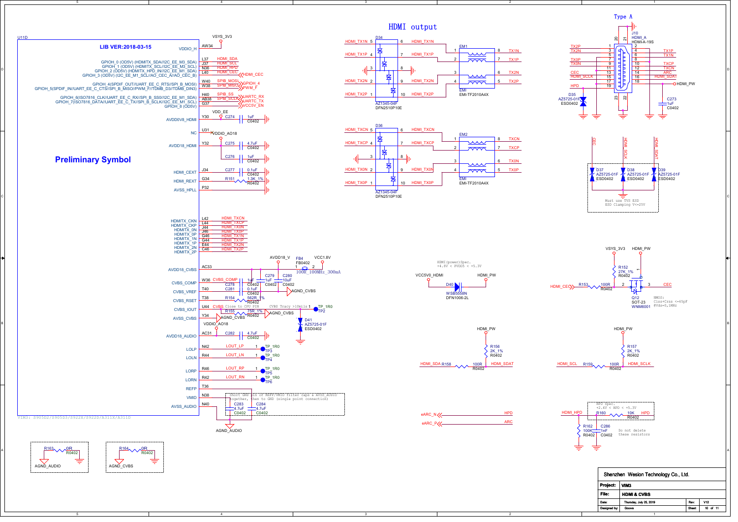# HDMI output

Type A

## U11D

LIB VER:2018-03-15

Preliminary Symbol

| Pin | Signal | Net |
|---|---|---|
| AW34 | VDDIO_H | VSYS_3V3 |
| L37 | GPIOH_0 (OD5V) (HDMITX_SDA//I2C_EE_M3_SDA) | HDMI_SDA |
| J37 | GPIOH_1 (OD5V) (HDMITX_SCL//I2C_EE_M3_SCL) | HDMI_SCL |
| N36 | GPIOH_2 (OD5V) (HDMITX_HPD_IN//I2C_EE_M1_SDA) | HDMI_HPD |
| L40 | GPIOH_3 (OD5V) (I2C_EE_M1_SCL//AO_CEC_A//AO_CEC_B) | HDMI_CEC |
| W40 | GPIOH_4(SPDIF_OUT//UART_EE_C_RTS//SPI_B_MOSI) | SPIB_MOSI / GPIOH_4 |
| W38 | GPIOH_5(SPDIF_IN//UART_EE_C_CTS//SPI_B_MISO//PWM_F//TDMB_D3//TDMB_DIN3) | SPIB_MISO / PWM_F |
| H40 | GPIOH_6(ISO7816_CLK//UART_EE_C_RX//SPI_B_SS0//I2C_EE_M1_SDA) | SPIB_SS / UARTC_RX |
| AB38 | GPIOH_7(ISO7816_DATA//UART_EE_C_TX//SPI_B_SCLK//I2C_EE_M1_SCL) | SPIB_SCLK / UARTC_TX |
| G37 | GPIOH_8 (OD5V) | VCC5V_EN |
| Y30 | AVDD0V8_HDMI | VDD_EE, C274 1uF C0402 |
| U31 | NC | VDDIO_AO18 |
| Y32 | AVDD18_HDMI | C275 4.7uF C0402, C276 1uF C0402 |
| J34 | HDMI_CEXT | C277 0.1uF C0402 |
| G34 | HDMI_REXT | R151 1.3K_1% R0402 |
| P32 | AVSS_HPLL | |
| L42 | HDMITX_CKN | HDMI_TXCN |
| L44 | HDMITX_CKP | HDMI_TXCP |
| J44 | HDMITX_0N | HDMI_TX0N |
| J46 | HDMITX_0P | HDMI_TX0P |
| G46 | HDMITX_1N | HDMI_TX1N |
| G44 | HDMITX_1P | HDMI_TX1P |
| E44 | HDMITX_2N | HDMI_TX2N |
| C46 | HDMITX_2P | HDMI_TX2P |
| AC33 | AVDD18_CVBS | AVDD18_V, FB4 FB0402 100R_100MHz_300mA, VCC1.8V, C278 1uF C0402, C279 1uF C0402, C280 10uF C0402 |
| W36 | CVBS_COMP | CVBS_COMP, C281 0.1uF C0402 |
| T40 | CVBS_VREF | AGND_CVBS |
| T38 | CVBS_RSET | R154 562R_1% R0402 |
| U44 | CVBS_IOUT | CVBS, R155 75R_1% R0402, TP2 TP_1R0, D41 AZ5725-01F ESD0402 |
| Y34 | AVSS_CVBS | AGND_CVBS |
| AC31 | AVDD18_AUDIO | VDDIO_AO18, C282 4.7uF C0402 |
| N42 | LOLP | LOUT_LP, TP3 TP_1R0 |
| R44 | LOLN | LOUT_LN, TP4 TP_1R0 |
| R46 | LORP | LOUT_RP, TP5 TP_1R0 |
| R42 | LORN | LOUT_RN, TP6 TP_1R0 |
| T36 | REFP | |
| N38 | VMID | C283 4.7uF C0402 |
| N40 | AVSS_AUDIO | C284 4.7uF C0402, AGND_AUDIO |

CVBS Close to CPU PIN

CVBS Tracy >10mils

Short GND pin of REFP/VMID filter caps & AVSS_AUDIO together, then to GND (single point connection)

VIM3: S905D2/S905D3/S922X/S922D/A311X/A311D

R163 0R R0402 — AGND_AUDIO

R164 0R R0402 — AGND_CVBS

## ESD / EMI

D34 AZ1345-04F DFN2510P10E: HDMI_TX1N (5/6), HDMI_TX1P (4/7), HDMI_TX2N (2/9), HDMI_TX2P (1/10)

EM1 EMI-TF2010A4X: HDMI_TX1N → TX1N, HDMI_TX1P → TX1P, HDMI_TX2N → TX2N, HDMI_TX2P → TX2P

D36 AZ1345-04F DFN2510P10E: HDMI_TXCN (5/6), HDMI_TXCP (4/7), HDMI_TX0N (2/9), HDMI_TX0P (1/10)

EM2 EMI-TF2010A4X: HDMI_TXCN → TXCN, HDMI_TXCP → TXCP, HDMI_TX0N → TX0N, HDMI_TX0P → TX0P

## J10 HDMI_A HDMI-A-19S

| Pin | Net | Pin | Net |
|---|---|---|---|
| 1 | TX2P | 2 | GND |
| 3 | TX2N | 4 | TX1P |
| 5 | GND | 6 | TX1N |
| 7 | TX0P | 8 | GND |
| 9 | TX0N | 10 | TXCP |
| 11 | GND | 12 | TXCN |
| 13 | CEC | 14 | ARC |
| 15 | HDMI_SCLK | 16 | HDMI_SDAT |
| 17 | GND | 18 | HDMI_PW |
| 19 | HPD | | |

D35 AZ5725-01F ESD0402; C273 1uF C0402

D37, D38, D39 AZ5725-01F ESD0402 (CEC, HDMI_SCLK, HDMI_SDAT)

Must use TVS ESD
ESD Clamping V<=25V

## HDMI power

HDMI(power)Spec.
+4.8V < PVDD5 < +5.3V

VCC5V0_HDMI — D40 WSB5558N DFN1006-2L — HDMI_PW

## CEC level shift

VSYS_3V3, HDMI_PW, R152 27K_1% R0402, HDMI_CEC — R153 100R R0402 — Q12 SOT-23 WNM6001 — CEC

NMOS:
Ciss+Crss <=65pF
@Vds=0,1MHz

## DDC

HDMI_PW, R156 2K_1% R0402; HDMI_SDA — R158 100R R0402 — HDMI_SDAT

HDMI_PW, R157 2K_1% R0402; HDMI_SCL — R159 100R R0402 — HDMI_SCLK

eARC_N — HPD

eARC_P — ARC

## HPD

HPD Spec.
+2.4V < HPD < +5.3V

HDMI_HPD — R160 10K R0402 — HPD

R162 100K R0402, C286 1nF C0402

Do not delete these resistors

| | | | |
|---|---|---|---|
| Shenzhen Wesion Technology Co., Ltd. | | | |
| Project: | VIM3 | | |
| File: | HDMI & CVBS | Rev: | V12 |
| Date: | Thursday, July 25, 2019 | | |
| Designed by: | Gouwa | Sheet | 10 of 11 |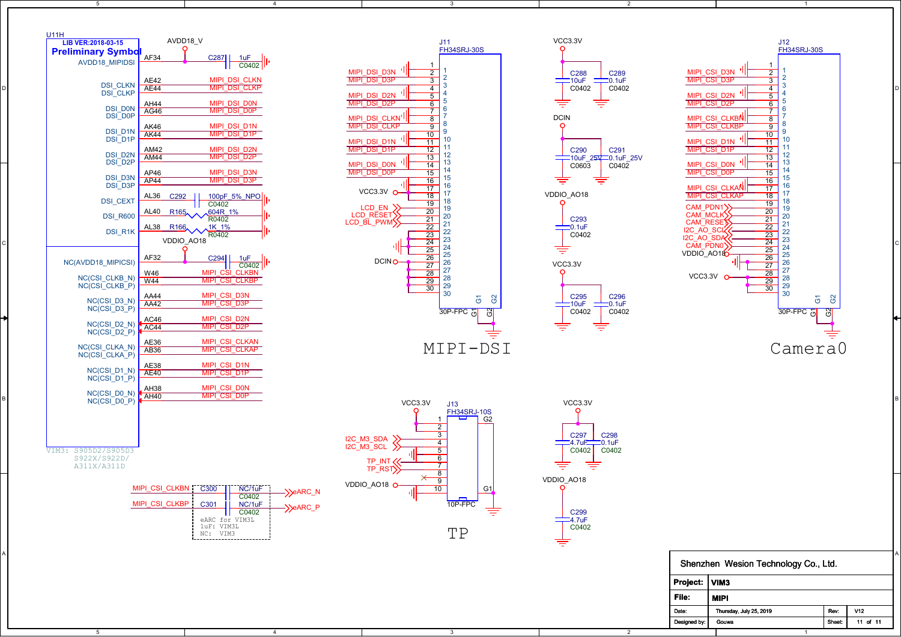U11H

LIB VER:2018-03-15

**Preliminary Symbol**

| Pin | Name | Net |
|---|---|---|
| AF34 | AVDD18_MIPIDSI | AVDD18_V |
| AE42 | DSI_CLKN | MIPI_DSI_CLKN |
| AE44 | DSI_CLKP | MIPI_DSI_CLKP |
| AH44 | DSI_D0N | MIPI_DSI_D0N |
| AG46 | DSI_D0P | MIPI_DSI_D0P |
| AK46 | DSI_D1N | MIPI_DSI_D1N |
| AK44 | DSI_D1P | MIPI_DSI_D1P |
| AM42 | DSI_D2N | MIPI_DSI_D2N |
| AM44 | DSI_D2P | MIPI_DSI_D2P |
| AP46 | DSI_D3N | MIPI_DSI_D3N |
| AP44 | DSI_D3P | MIPI_DSI_D3P |
| AL36 | DSI_CEXT | C292 100pF_5%_NPO C0402 |
| AL40 | DSI_R600 | R165 604R_1% R0402 |
| AL38 | DSI_R1K | R166 1K_1% R0402 |
| AF32 | NC(AVDD18_MIPICSI) | VDDIO_AO18 |
| W46 | NC(CSI_CLKB_N) | MIPI_CSI_CLKBN |
| W44 | NC(CSI_CLKB_P) | MIPI_CSI_CLKBP |
| AA44 | NC(CSI_D3_N) | MIPI_CSI_D3N |
| AA42 | NC(CSI_D3_P) | MIPI_CSI_D3P |
| AC46 | NC(CSI_D2_N) | MIPI_CSI_D2N |
| AC44 | NC(CSI_D2_P) | MIPI_CSI_D2P |
| AE36 | NC(CSI_CLKA_N) | MIPI_CSI_CLKAN |
| AB36 | NC(CSI_CLKA_P) | MIPI_CSI_CLKAP |
| AE38 | NC(CSI_D1_N) | MIPI_CSI_D1N |
| AE40 | NC(CSI_D1_P) | MIPI_CSI_D1P |
| AH38 | NC(CSI_D0_N) | MIPI_CSI_D0N |
| AH40 | NC(CSI_D0_P) | MIPI_CSI_D0P |

C287 1uF C0402; C294 1uF C0402

VIM3: S905D2/S905D3 S922X/S922D/ A311X/A311D

MIPI_CSI_CLKBN — C300 NC/1uF C0402 — eARC_N
MIPI_CSI_CLKBP — C301 NC/1uF C0402 — eARC_P

eARC for VIM3L
1uF: VIM3L
NC: VIM3

# MIPI-DSI

J11 FH34SRJ-30S (30P-FPC)

| Pin | Net |
|---|---|
| 1 | GND |
| 2 | MIPI_DSI_D3N |
| 3 | MIPI_DSI_D3P |
| 4 | GND |
| 5 | MIPI_DSI_D2N |
| 6 | MIPI_DSI_D2P |
| 7 | GND |
| 8 | MIPI_DSI_CLKN |
| 9 | MIPI_DSI_CLKP |
| 10 | GND |
| 11 | MIPI_DSI_D1N |
| 12 | MIPI_DSI_D1P |
| 13 | GND |
| 14 | MIPI_DSI_D0N |
| 15 | MIPI_DSI_D0P |
| 16 | GND |
| 17 | VCC3.3V |
| 18 | VCC3.3V |
| 19 | LCD_EN |
| 20 | LCD_RESET |
| 21 | LCD_BL_PWM |
| 22 | GND |
| 23 | GND |
| 24 | GND |
| 25 | GND |
| 26 | DCIN |
| 27 | DCIN |
| 28 | DCIN |
| 29 | DCIN |
| 30 | DCIN |
| G1, G2 | GND |

VCC3.3V: C288 10uF C0402, C289 0.1uF C0402
DCIN: C290 10uF_25V C0603, C291 0.1uF_25V C0402
VDDIO_AO18: C293 0.1uF C0402
VCC3.3V: C295 10uF C0402, C296 0.1uF C0402

# Camera0

J12 FH34SRJ-30S (30P-FPC)

| Pin | Net |
|---|---|
| 1 | GND |
| 2 | MIPI_CSI_D3N |
| 3 | MIPI_CSI_D3P |
| 4 | GND |
| 5 | MIPI_CSI_D2N |
| 6 | MIPI_CSI_D2P |
| 7 | GND |
| 8 | MIPI_CSI_CLKBN |
| 9 | MIPI_CSI_CLKBP |
| 10 | GND |
| 11 | MIPI_CSI_D1N |
| 12 | MIPI_CSI_D1P |
| 13 | GND |
| 14 | MIPI_CSI_D0N |
| 15 | MIPI_CSI_D0P |
| 16 | GND |
| 17 | MIPI_CSI_CLKAN |
| 18 | MIPI_CSI_CLKAP |
| 19 | CAM_PDN1 |
| 20 | CAM_MCLK |
| 21 | CAM_RESET |
| 22 | I2C_AO_SCL |
| 23 | I2C_AO_SDA |
| 24 | CAM_PDN0 |
| 25 | VDDIO_AO18 |
| 26 | GND |
| 27 | GND |
| 28 | VCC3.3V |
| 29 | VCC3.3V |
| 30 | VCC3.3V |
| G1, G2 | GND |

# TP

J13 FH34SRJ-10S (10P-FPC)

| Pin | Net |
|---|---|
| 1 | VCC3.3V |
| 2 | VCC3.3V |
| 3 | I2C_M3_SDA |
| 4 | I2C_M3_SCL |
| 5 | GND |
| 6 | GND |
| 7 | TP_INT |
| 8 | TP_RST |
| 9 | NC |
| 10 | VDDIO_AO18 / GND |
| G1, G2 | GND |

VCC3.3V: C297 4.7uF C0402, C298 0.1uF C0402
VDDIO_AO18: C299 4.7uF C0402

| | | | |
|---|---|---|---|
| Shenzhen Wesion Technology Co., Ltd. | | | |
| Project: | VIM3 | | |
| File: | MIPI | | |
| Date: | Thursday, July 25, 2019 | Rev: | V12 |
| Designed by: | Gouwa | Sheet: | 11 of 11 |